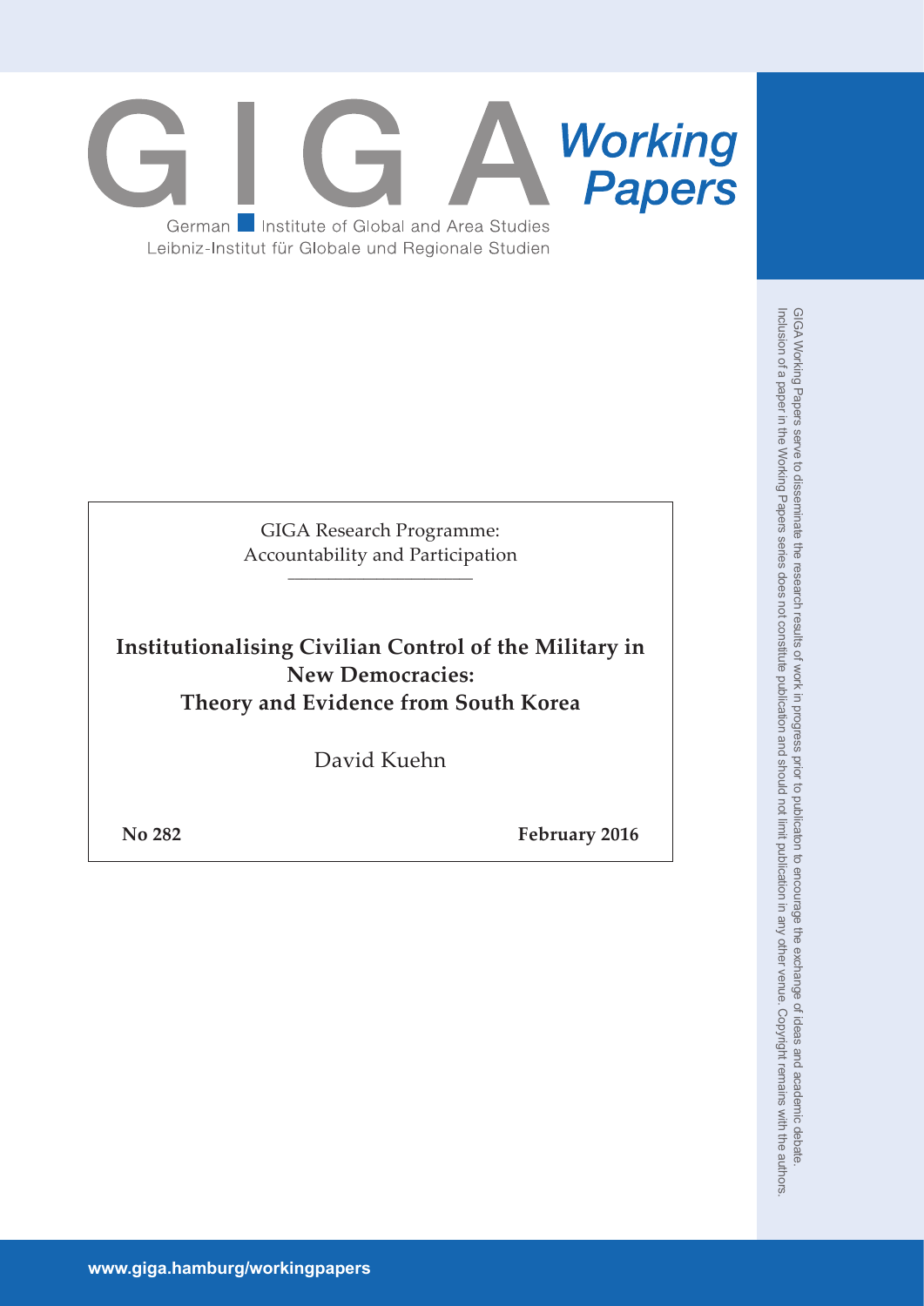GIGA Working Papers

German Institute of Global and Area Studies
Leibniz-Institut für Globale und Regionale Studien

GIGA Research Programme:
Accountability and Participation

# Institutionalising Civilian Control of the Military in New Democracies: Theory and Evidence from South Korea

David Kuehn

**No 282** **February 2016**

GIGA Working Papers serve to disseminate the research results of work in progress prior to publicaton to encourage the exchange of ideas and academic debate. Inclusion of a paper in the Working Papers series does not constitute publication and should not limit publication in any other venue. Copyright remains with the authors.

www.giga.hamburg/workingpapers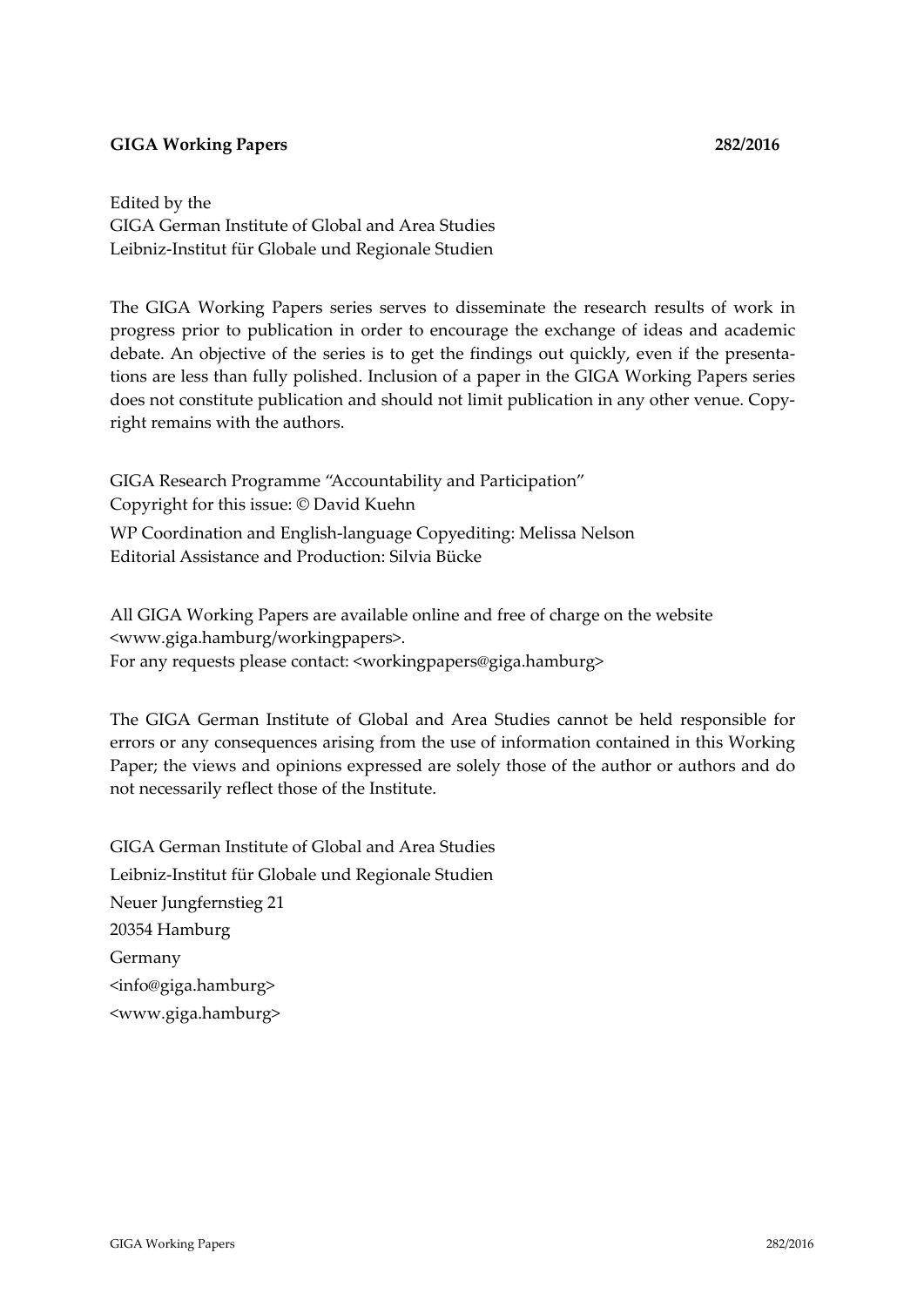**GIGA Working Papers** **282/2016**

Edited by the
GIGA German Institute of Global and Area Studies
Leibniz-Institut für Globale und Regionale Studien

The GIGA Working Papers series serves to disseminate the research results of work in progress prior to publication in order to encourage the exchange of ideas and academic debate. An objective of the series is to get the findings out quickly, even if the presentations are less than fully polished. Inclusion of a paper in the GIGA Working Papers series does not constitute publication and should not limit publication in any other venue. Copyright remains with the authors.

GIGA Research Programme "Accountability and Participation"
Copyright for this issue: © David Kuehn

WP Coordination and English-language Copyediting: Melissa Nelson
Editorial Assistance and Production: Silvia Bücke

All GIGA Working Papers are available online and free of charge on the website <www.giga.hamburg/workingpapers>.
For any requests please contact: <workingpapers@giga.hamburg>

The GIGA German Institute of Global and Area Studies cannot be held responsible for errors or any consequences arising from the use of information contained in this Working Paper; the views and opinions expressed are solely those of the author or authors and do not necessarily reflect those of the Institute.

GIGA German Institute of Global and Area Studies
Leibniz-Institut für Globale und Regionale Studien
Neuer Jungfernstieg 21
20354 Hamburg
Germany
<info@giga.hamburg>
<www.giga.hamburg>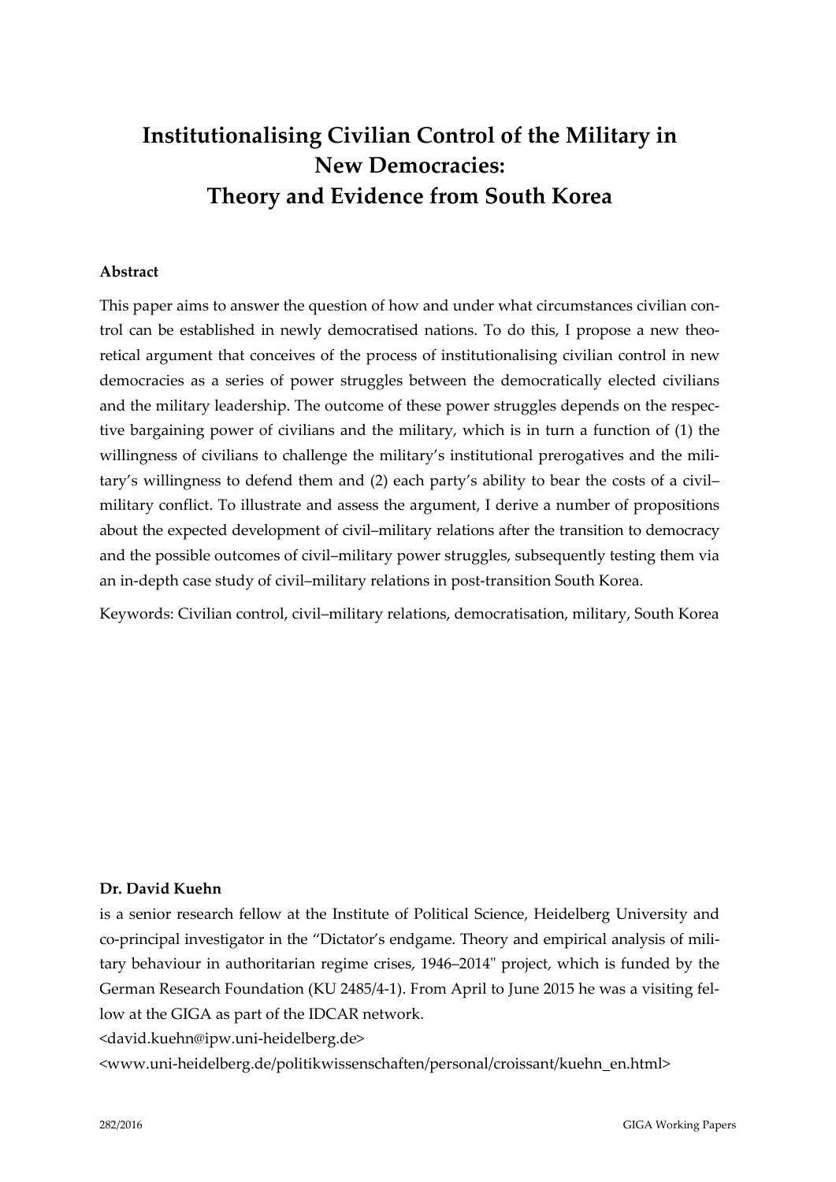# Institutionalising Civilian Control of the Military in New Democracies: Theory and Evidence from South Korea

**Abstract**

This paper aims to answer the question of how and under what circumstances civilian control can be established in newly democratised nations. To do this, I propose a new theoretical argument that conceives of the process of institutionalising civilian control in new democracies as a series of power struggles between the democratically elected civilians and the military leadership. The outcome of these power struggles depends on the respective bargaining power of civilians and the military, which is in turn a function of (1) the willingness of civilians to challenge the military's institutional prerogatives and the military's willingness to defend them and (2) each party's ability to bear the costs of a civil–military conflict. To illustrate and assess the argument, I derive a number of propositions about the expected development of civil–military relations after the transition to democracy and the possible outcomes of civil–military power struggles, subsequently testing them via an in-depth case study of civil–military relations in post-transition South Korea.

Keywords: Civilian control, civil–military relations, democratisation, military, South Korea

**Dr. David Kuehn**

is a senior research fellow at the Institute of Political Science, Heidelberg University and co-principal investigator in the "Dictator's endgame. Theory and empirical analysis of military behaviour in authoritarian regime crises, 1946–2014" project, which is funded by the German Research Foundation (KU 2485/4-1). From April to June 2015 he was a visiting fellow at the GIGA as part of the IDCAR network.

<david.kuehn@ipw.uni-heidelberg.de>

<www.uni-heidelberg.de/politikwissenschaften/personal/croissant/kuehn_en.html>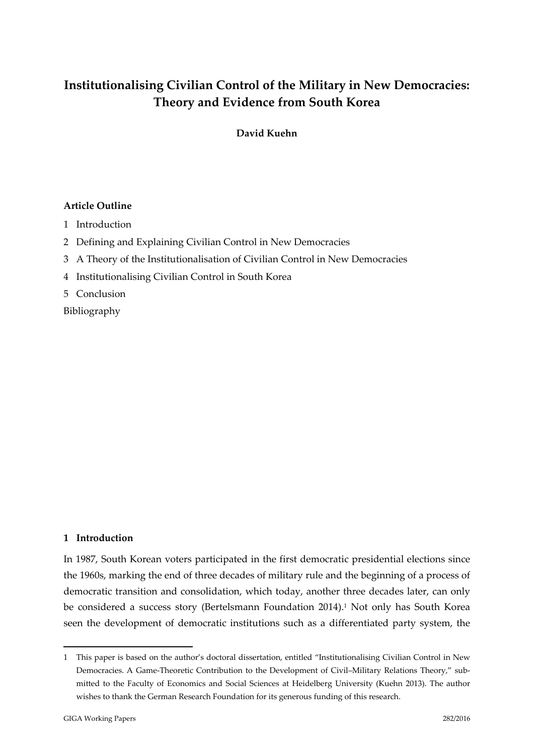# Institutionalising Civilian Control of the Military in New Democracies: Theory and Evidence from South Korea

**David Kuehn**

**Article Outline**

1 Introduction

2 Defining and Explaining Civilian Control in New Democracies

3 A Theory of the Institutionalisation of Civilian Control in New Democracies

4 Institutionalising Civilian Control in South Korea

5 Conclusion

Bibliography

## 1 Introduction

In 1987, South Korean voters participated in the first democratic presidential elections since the 1960s, marking the end of three decades of military rule and the beginning of a process of democratic transition and consolidation, which today, another three decades later, can only be considered a success story (Bertelsmann Foundation 2014).[1] Not only has South Korea seen the development of democratic institutions such as a differentiated party system, the

---

1 This paper is based on the author's doctoral dissertation, entitled "Institutionalising Civilian Control in New Democracies. A Game-Theoretic Contribution to the Development of Civil–Military Relations Theory," submitted to the Faculty of Economics and Social Sciences at Heidelberg University (Kuehn 2013). The author wishes to thank the German Research Foundation for its generous funding of this research.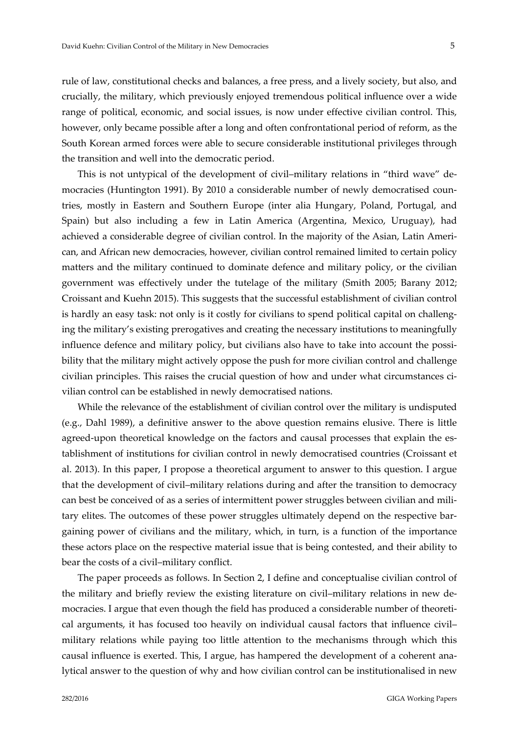rule of law, constitutional checks and balances, a free press, and a lively society, but also, and crucially, the military, which previously enjoyed tremendous political influence over a wide range of political, economic, and social issues, is now under effective civilian control. This, however, only became possible after a long and often confrontational period of reform, as the South Korean armed forces were able to secure considerable institutional privileges through the transition and well into the democratic period.

This is not untypical of the development of civil–military relations in "third wave" democracies (Huntington 1991). By 2010 a considerable number of newly democratised countries, mostly in Eastern and Southern Europe (inter alia Hungary, Poland, Portugal, and Spain) but also including a few in Latin America (Argentina, Mexico, Uruguay), had achieved a considerable degree of civilian control. In the majority of the Asian, Latin American, and African new democracies, however, civilian control remained limited to certain policy matters and the military continued to dominate defence and military policy, or the civilian government was effectively under the tutelage of the military (Smith 2005; Barany 2012; Croissant and Kuehn 2015). This suggests that the successful establishment of civilian control is hardly an easy task: not only is it costly for civilians to spend political capital on challenging the military's existing prerogatives and creating the necessary institutions to meaningfully influence defence and military policy, but civilians also have to take into account the possibility that the military might actively oppose the push for more civilian control and challenge civilian principles. This raises the crucial question of how and under what circumstances civilian control can be established in newly democratised nations.

While the relevance of the establishment of civilian control over the military is undisputed (e.g., Dahl 1989), a definitive answer to the above question remains elusive. There is little agreed-upon theoretical knowledge on the factors and causal processes that explain the establishment of institutions for civilian control in newly democratised countries (Croissant et al. 2013). In this paper, I propose a theoretical argument to answer to this question. I argue that the development of civil–military relations during and after the transition to democracy can best be conceived of as a series of intermittent power struggles between civilian and military elites. The outcomes of these power struggles ultimately depend on the respective bargaining power of civilians and the military, which, in turn, is a function of the importance these actors place on the respective material issue that is being contested, and their ability to bear the costs of a civil–military conflict.

The paper proceeds as follows. In Section 2, I define and conceptualise civilian control of the military and briefly review the existing literature on civil–military relations in new democracies. I argue that even though the field has produced a considerable number of theoretical arguments, it has focused too heavily on individual causal factors that influence civil–military relations while paying too little attention to the mechanisms through which this causal influence is exerted. This, I argue, has hampered the development of a coherent analytical answer to the question of why and how civilian control can be institutionalised in new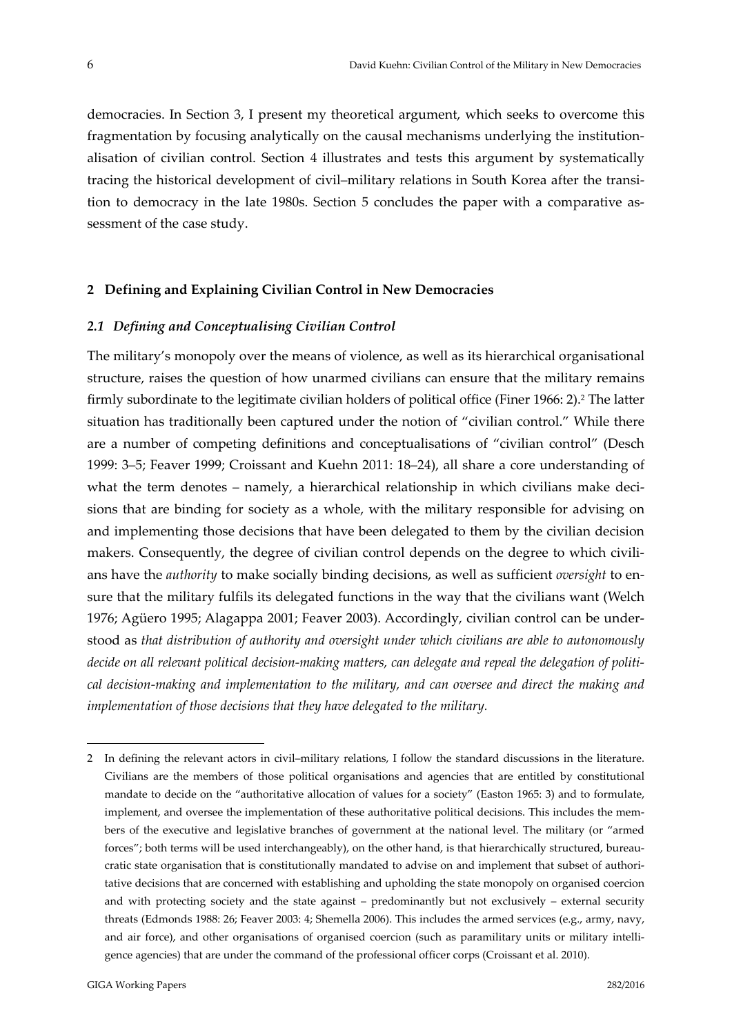democracies. In Section 3, I present my theoretical argument, which seeks to overcome this fragmentation by focusing analytically on the causal mechanisms underlying the institutionalisation of civilian control. Section 4 illustrates and tests this argument by systematically tracing the historical development of civil–military relations in South Korea after the transition to democracy in the late 1980s. Section 5 concludes the paper with a comparative assessment of the case study.

## 2 Defining and Explaining Civilian Control in New Democracies

### *2.1 Defining and Conceptualising Civilian Control*

The military's monopoly over the means of violence, as well as its hierarchical organisational structure, raises the question of how unarmed civilians can ensure that the military remains firmly subordinate to the legitimate civilian holders of political office (Finer 1966: 2).[2] The latter situation has traditionally been captured under the notion of "civilian control." While there are a number of competing definitions and conceptualisations of "civilian control" (Desch 1999: 3–5; Feaver 1999; Croissant and Kuehn 2011: 18–24), all share a core understanding of what the term denotes – namely, a hierarchical relationship in which civilians make decisions that are binding for society as a whole, with the military responsible for advising on and implementing those decisions that have been delegated to them by the civilian decision makers. Consequently, the degree of civilian control depends on the degree to which civilians have the *authority* to make socially binding decisions, as well as sufficient *oversight* to ensure that the military fulfils its delegated functions in the way that the civilians want (Welch 1976; Agüero 1995; Alagappa 2001; Feaver 2003). Accordingly, civilian control can be understood as *that distribution of authority and oversight under which civilians are able to autonomously decide on all relevant political decision-making matters, can delegate and repeal the delegation of political decision-making and implementation to the military, and can oversee and direct the making and implementation of those decisions that they have delegated to the military.*

---

2 In defining the relevant actors in civil–military relations, I follow the standard discussions in the literature. Civilians are the members of those political organisations and agencies that are entitled by constitutional mandate to decide on the "authoritative allocation of values for a society" (Easton 1965: 3) and to formulate, implement, and oversee the implementation of these authoritative political decisions. This includes the members of the executive and legislative branches of government at the national level. The military (or "armed forces"; both terms will be used interchangeably), on the other hand, is that hierarchically structured, bureaucratic state organisation that is constitutionally mandated to advise on and implement that subset of authoritative decisions that are concerned with establishing and upholding the state monopoly on organised coercion and with protecting society and the state against – predominantly but not exclusively – external security threats (Edmonds 1988: 26; Feaver 2003: 4; Shemella 2006). This includes the armed services (e.g., army, navy, and air force), and other organisations of organised coercion (such as paramilitary units or military intelligence agencies) that are under the command of the professional officer corps (Croissant et al. 2010).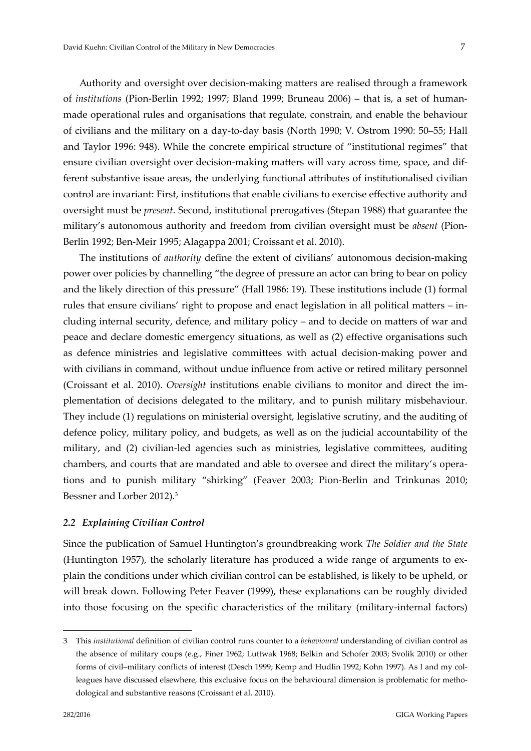Authority and oversight over decision-making matters are realised through a framework of *institutions* (Pion-Berlin 1992; 1997; Bland 1999; Bruneau 2006) – that is, a set of human-made operational rules and organisations that regulate, constrain, and enable the behaviour of civilians and the military on a day-to-day basis (North 1990; V. Ostrom 1990: 50–55; Hall and Taylor 1996: 948). While the concrete empirical structure of "institutional regimes" that ensure civilian oversight over decision-making matters will vary across time, space, and different substantive issue areas, the underlying functional attributes of institutionalised civilian control are invariant: First, institutions that enable civilians to exercise effective authority and oversight must be *present*. Second, institutional prerogatives (Stepan 1988) that guarantee the military's autonomous authority and freedom from civilian oversight must be *absent* (Pion-Berlin 1992; Ben-Meir 1995; Alagappa 2001; Croissant et al. 2010).

The institutions of *authority* define the extent of civilians' autonomous decision-making power over policies by channelling "the degree of pressure an actor can bring to bear on policy and the likely direction of this pressure" (Hall 1986: 19). These institutions include (1) formal rules that ensure civilians' right to propose and enact legislation in all political matters – including internal security, defence, and military policy – and to decide on matters of war and peace and declare domestic emergency situations, as well as (2) effective organisations such as defence ministries and legislative committees with actual decision-making power and with civilians in command, without undue influence from active or retired military personnel (Croissant et al. 2010). *Oversight* institutions enable civilians to monitor and direct the implementation of decisions delegated to the military, and to punish military misbehaviour. They include (1) regulations on ministerial oversight, legislative scrutiny, and the auditing of defence policy, military policy, and budgets, as well as on the judicial accountability of the military, and (2) civilian-led agencies such as ministries, legislative committees, auditing chambers, and courts that are mandated and able to oversee and direct the military's operations and to punish military "shirking" (Feaver 2003; Pion-Berlin and Trinkunas 2010; Bessner and Lorber 2012).[3]

### *2.2 Explaining Civilian Control*

Since the publication of Samuel Huntington's groundbreaking work *The Soldier and the State* (Huntington 1957), the scholarly literature has produced a wide range of arguments to explain the conditions under which civilian control can be established, is likely to be upheld, or will break down. Following Peter Feaver (1999), these explanations can be roughly divided into those focusing on the specific characteristics of the military (military-internal factors)

---

3 This *institutional* definition of civilian control runs counter to a *behavioural* understanding of civilian control as the absence of military coups (e.g., Finer 1962; Luttwak 1968; Belkin and Schofer 2003; Svolik 2010) or other forms of civil–military conflicts of interest (Desch 1999; Kemp and Hudlin 1992; Kohn 1997). As I and my colleagues have discussed elsewhere, this exclusive focus on the behavioural dimension is problematic for methodological and substantive reasons (Croissant et al. 2010).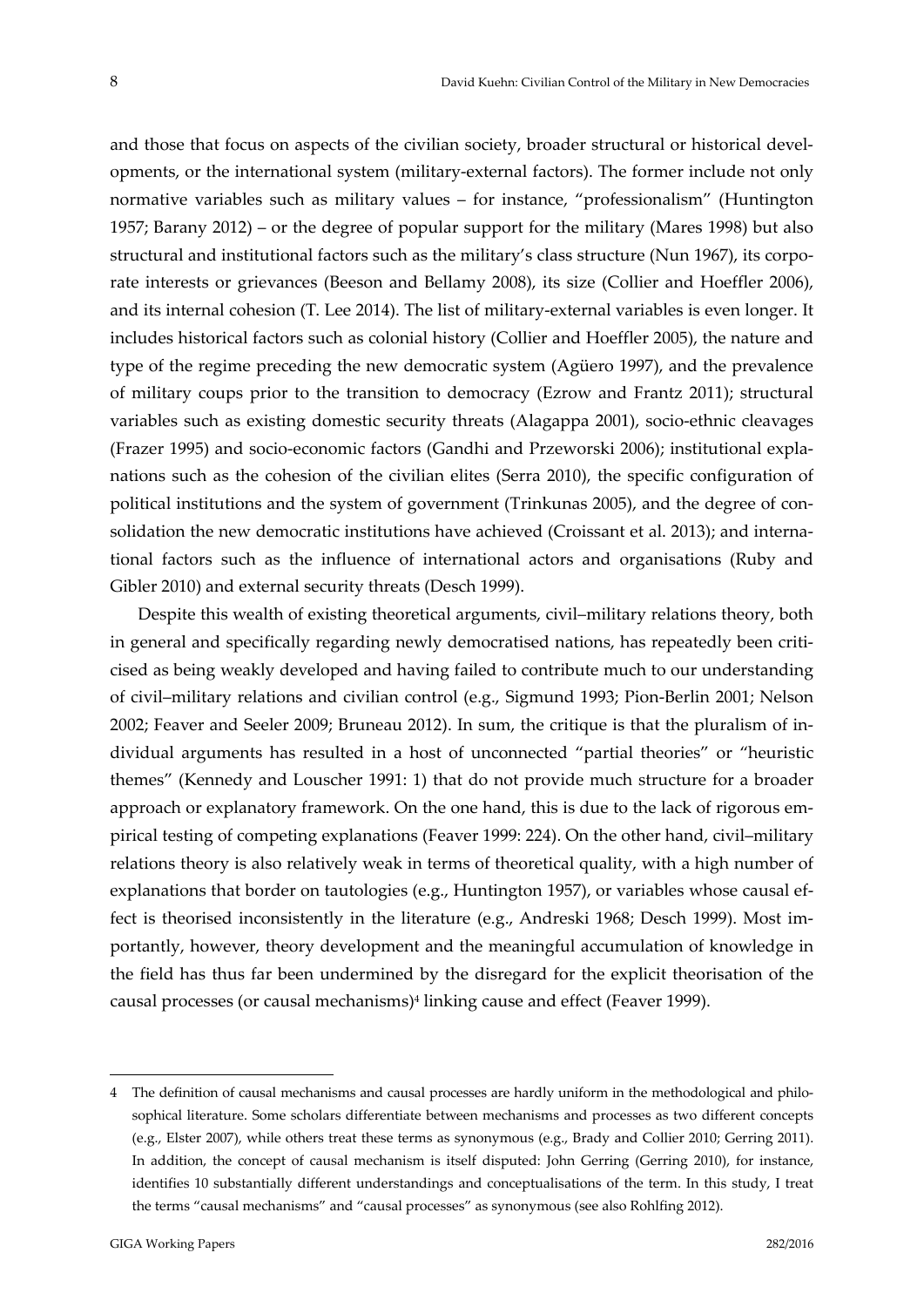and those that focus on aspects of the civilian society, broader structural or historical developments, or the international system (military-external factors). The former include not only normative variables such as military values – for instance, "professionalism" (Huntington 1957; Barany 2012) – or the degree of popular support for the military (Mares 1998) but also structural and institutional factors such as the military's class structure (Nun 1967), its corporate interests or grievances (Beeson and Bellamy 2008), its size (Collier and Hoeffler 2006), and its internal cohesion (T. Lee 2014). The list of military-external variables is even longer. It includes historical factors such as colonial history (Collier and Hoeffler 2005), the nature and type of the regime preceding the new democratic system (Agüero 1997), and the prevalence of military coups prior to the transition to democracy (Ezrow and Frantz 2011); structural variables such as existing domestic security threats (Alagappa 2001), socio-ethnic cleavages (Frazer 1995) and socio-economic factors (Gandhi and Przeworski 2006); institutional explanations such as the cohesion of the civilian elites (Serra 2010), the specific configuration of political institutions and the system of government (Trinkunas 2005), and the degree of consolidation the new democratic institutions have achieved (Croissant et al. 2013); and international factors such as the influence of international actors and organisations (Ruby and Gibler 2010) and external security threats (Desch 1999).

Despite this wealth of existing theoretical arguments, civil–military relations theory, both in general and specifically regarding newly democratised nations, has repeatedly been criticised as being weakly developed and having failed to contribute much to our understanding of civil–military relations and civilian control (e.g., Sigmund 1993; Pion-Berlin 2001; Nelson 2002; Feaver and Seeler 2009; Bruneau 2012). In sum, the critique is that the pluralism of individual arguments has resulted in a host of unconnected "partial theories" or "heuristic themes" (Kennedy and Louscher 1991: 1) that do not provide much structure for a broader approach or explanatory framework. On the one hand, this is due to the lack of rigorous empirical testing of competing explanations (Feaver 1999: 224). On the other hand, civil–military relations theory is also relatively weak in terms of theoretical quality, with a high number of explanations that border on tautologies (e.g., Huntington 1957), or variables whose causal effect is theorised inconsistently in the literature (e.g., Andreski 1968; Desch 1999). Most importantly, however, theory development and the meaningful accumulation of knowledge in the field has thus far been undermined by the disregard for the explicit theorisation of the causal processes (or causal mechanisms)[4] linking cause and effect (Feaver 1999).

---

4 The definition of causal mechanisms and causal processes are hardly uniform in the methodological and philosophical literature. Some scholars differentiate between mechanisms and processes as two different concepts (e.g., Elster 2007), while others treat these terms as synonymous (e.g., Brady and Collier 2010; Gerring 2011). In addition, the concept of causal mechanism is itself disputed: John Gerring (Gerring 2010), for instance, identifies 10 substantially different understandings and conceptualisations of the term. In this study, I treat the terms "causal mechanisms" and "causal processes" as synonymous (see also Rohlfing 2012).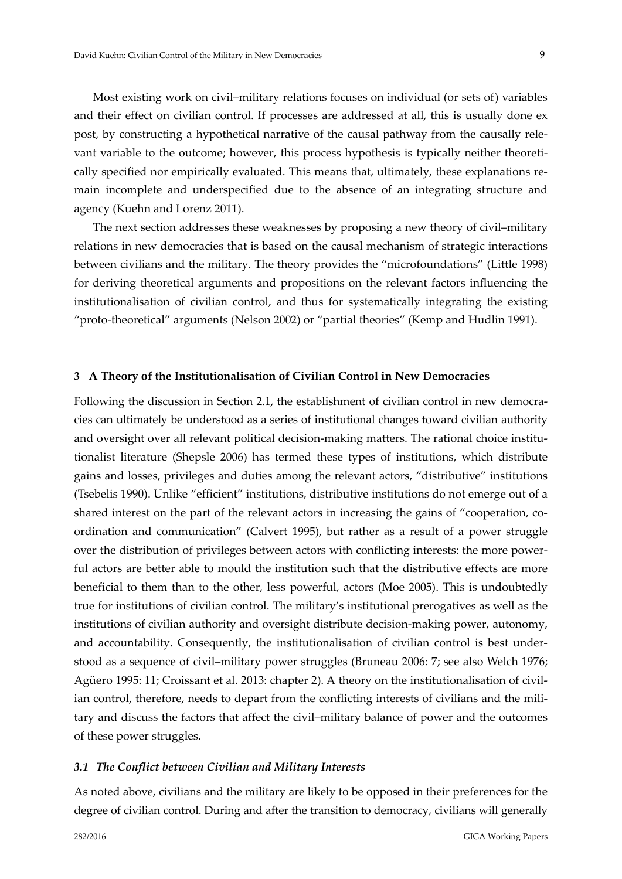Most existing work on civil–military relations focuses on individual (or sets of) variables and their effect on civilian control. If processes are addressed at all, this is usually done ex post, by constructing a hypothetical narrative of the causal pathway from the causally relevant variable to the outcome; however, this process hypothesis is typically neither theoretically specified nor empirically evaluated. This means that, ultimately, these explanations remain incomplete and underspecified due to the absence of an integrating structure and agency (Kuehn and Lorenz 2011).

The next section addresses these weaknesses by proposing a new theory of civil–military relations in new democracies that is based on the causal mechanism of strategic interactions between civilians and the military. The theory provides the "microfoundations" (Little 1998) for deriving theoretical arguments and propositions on the relevant factors influencing the institutionalisation of civilian control, and thus for systematically integrating the existing "proto-theoretical" arguments (Nelson 2002) or "partial theories" (Kemp and Hudlin 1991).

## 3 A Theory of the Institutionalisation of Civilian Control in New Democracies

Following the discussion in Section 2.1, the establishment of civilian control in new democracies can ultimately be understood as a series of institutional changes toward civilian authority and oversight over all relevant political decision-making matters. The rational choice institutionalist literature (Shepsle 2006) has termed these types of institutions, which distribute gains and losses, privileges and duties among the relevant actors, "distributive" institutions (Tsebelis 1990). Unlike "efficient" institutions, distributive institutions do not emerge out of a shared interest on the part of the relevant actors in increasing the gains of "cooperation, coordination and communication" (Calvert 1995), but rather as a result of a power struggle over the distribution of privileges between actors with conflicting interests: the more powerful actors are better able to mould the institution such that the distributive effects are more beneficial to them than to the other, less powerful, actors (Moe 2005). This is undoubtedly true for institutions of civilian control. The military's institutional prerogatives as well as the institutions of civilian authority and oversight distribute decision-making power, autonomy, and accountability. Consequently, the institutionalisation of civilian control is best understood as a sequence of civil–military power struggles (Bruneau 2006: 7; see also Welch 1976; Agüero 1995: 11; Croissant et al. 2013: chapter 2). A theory on the institutionalisation of civilian control, therefore, needs to depart from the conflicting interests of civilians and the military and discuss the factors that affect the civil–military balance of power and the outcomes of these power struggles.

### *3.1 The Conflict between Civilian and Military Interests*

As noted above, civilians and the military are likely to be opposed in their preferences for the degree of civilian control. During and after the transition to democracy, civilians will generally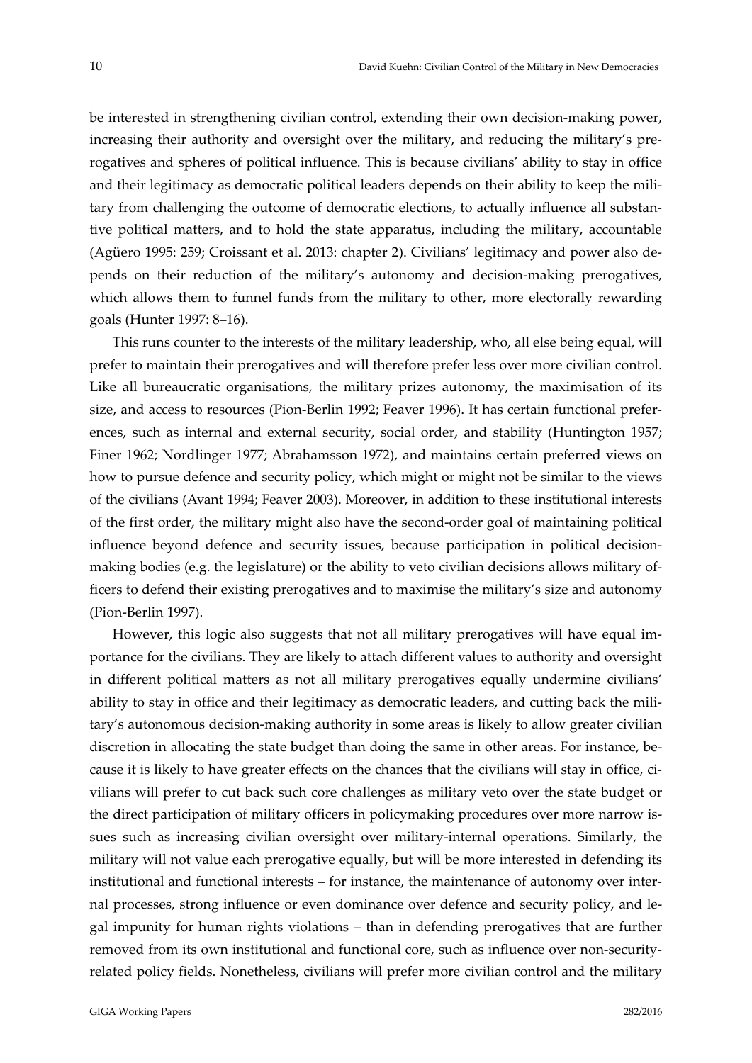be interested in strengthening civilian control, extending their own decision-making power, increasing their authority and oversight over the military, and reducing the military's prerogatives and spheres of political influence. This is because civilians' ability to stay in office and their legitimacy as democratic political leaders depends on their ability to keep the military from challenging the outcome of democratic elections, to actually influence all substantive political matters, and to hold the state apparatus, including the military, accountable (Agüero 1995: 259; Croissant et al. 2013: chapter 2). Civilians' legitimacy and power also depends on their reduction of the military's autonomy and decision-making prerogatives, which allows them to funnel funds from the military to other, more electorally rewarding goals (Hunter 1997: 8–16).

This runs counter to the interests of the military leadership, who, all else being equal, will prefer to maintain their prerogatives and will therefore prefer less over more civilian control. Like all bureaucratic organisations, the military prizes autonomy, the maximisation of its size, and access to resources (Pion-Berlin 1992; Feaver 1996). It has certain functional preferences, such as internal and external security, social order, and stability (Huntington 1957; Finer 1962; Nordlinger 1977; Abrahamsson 1972), and maintains certain preferred views on how to pursue defence and security policy, which might or might not be similar to the views of the civilians (Avant 1994; Feaver 2003). Moreover, in addition to these institutional interests of the first order, the military might also have the second-order goal of maintaining political influence beyond defence and security issues, because participation in political decision-making bodies (e.g. the legislature) or the ability to veto civilian decisions allows military officers to defend their existing prerogatives and to maximise the military's size and autonomy (Pion-Berlin 1997).

However, this logic also suggests that not all military prerogatives will have equal importance for the civilians. They are likely to attach different values to authority and oversight in different political matters as not all military prerogatives equally undermine civilians' ability to stay in office and their legitimacy as democratic leaders, and cutting back the military's autonomous decision-making authority in some areas is likely to allow greater civilian discretion in allocating the state budget than doing the same in other areas. For instance, because it is likely to have greater effects on the chances that the civilians will stay in office, civilians will prefer to cut back such core challenges as military veto over the state budget or the direct participation of military officers in policymaking procedures over more narrow issues such as increasing civilian oversight over military-internal operations. Similarly, the military will not value each prerogative equally, but will be more interested in defending its institutional and functional interests – for instance, the maintenance of autonomy over internal processes, strong influence or even dominance over defence and security policy, and legal impunity for human rights violations – than in defending prerogatives that are further removed from its own institutional and functional core, such as influence over non-security-related policy fields. Nonetheless, civilians will prefer more civilian control and the military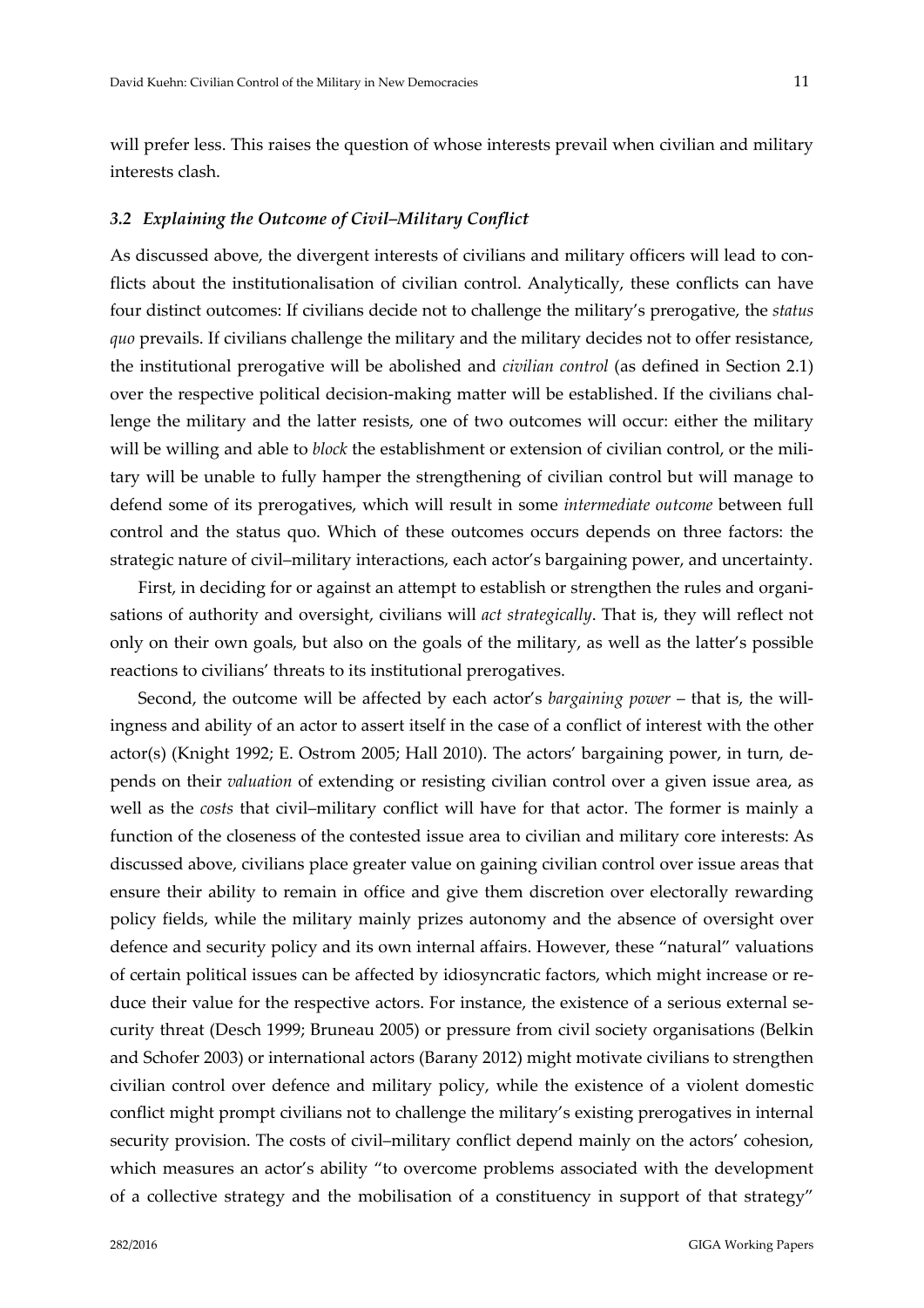will prefer less. This raises the question of whose interests prevail when civilian and military interests clash.

### *3.2 Explaining the Outcome of Civil–Military Conflict*

As discussed above, the divergent interests of civilians and military officers will lead to conflicts about the institutionalisation of civilian control. Analytically, these conflicts can have four distinct outcomes: If civilians decide not to challenge the military's prerogative, the *status quo* prevails. If civilians challenge the military and the military decides not to offer resistance, the institutional prerogative will be abolished and *civilian control* (as defined in Section 2.1) over the respective political decision-making matter will be established. If the civilians challenge the military and the latter resists, one of two outcomes will occur: either the military will be willing and able to *block* the establishment or extension of civilian control, or the military will be unable to fully hamper the strengthening of civilian control but will manage to defend some of its prerogatives, which will result in some *intermediate outcome* between full control and the status quo. Which of these outcomes occurs depends on three factors: the strategic nature of civil–military interactions, each actor's bargaining power, and uncertainty.

First, in deciding for or against an attempt to establish or strengthen the rules and organisations of authority and oversight, civilians will *act strategically*. That is, they will reflect not only on their own goals, but also on the goals of the military, as well as the latter's possible reactions to civilians' threats to its institutional prerogatives.

Second, the outcome will be affected by each actor's *bargaining power* – that is, the willingness and ability of an actor to assert itself in the case of a conflict of interest with the other actor(s) (Knight 1992; E. Ostrom 2005; Hall 2010). The actors' bargaining power, in turn, depends on their *valuation* of extending or resisting civilian control over a given issue area, as well as the *costs* that civil–military conflict will have for that actor. The former is mainly a function of the closeness of the contested issue area to civilian and military core interests: As discussed above, civilians place greater value on gaining civilian control over issue areas that ensure their ability to remain in office and give them discretion over electorally rewarding policy fields, while the military mainly prizes autonomy and the absence of oversight over defence and security policy and its own internal affairs. However, these "natural" valuations of certain political issues can be affected by idiosyncratic factors, which might increase or reduce their value for the respective actors. For instance, the existence of a serious external security threat (Desch 1999; Bruneau 2005) or pressure from civil society organisations (Belkin and Schofer 2003) or international actors (Barany 2012) might motivate civilians to strengthen civilian control over defence and military policy, while the existence of a violent domestic conflict might prompt civilians not to challenge the military's existing prerogatives in internal security provision. The costs of civil–military conflict depend mainly on the actors' cohesion, which measures an actor's ability "to overcome problems associated with the development of a collective strategy and the mobilisation of a constituency in support of that strategy"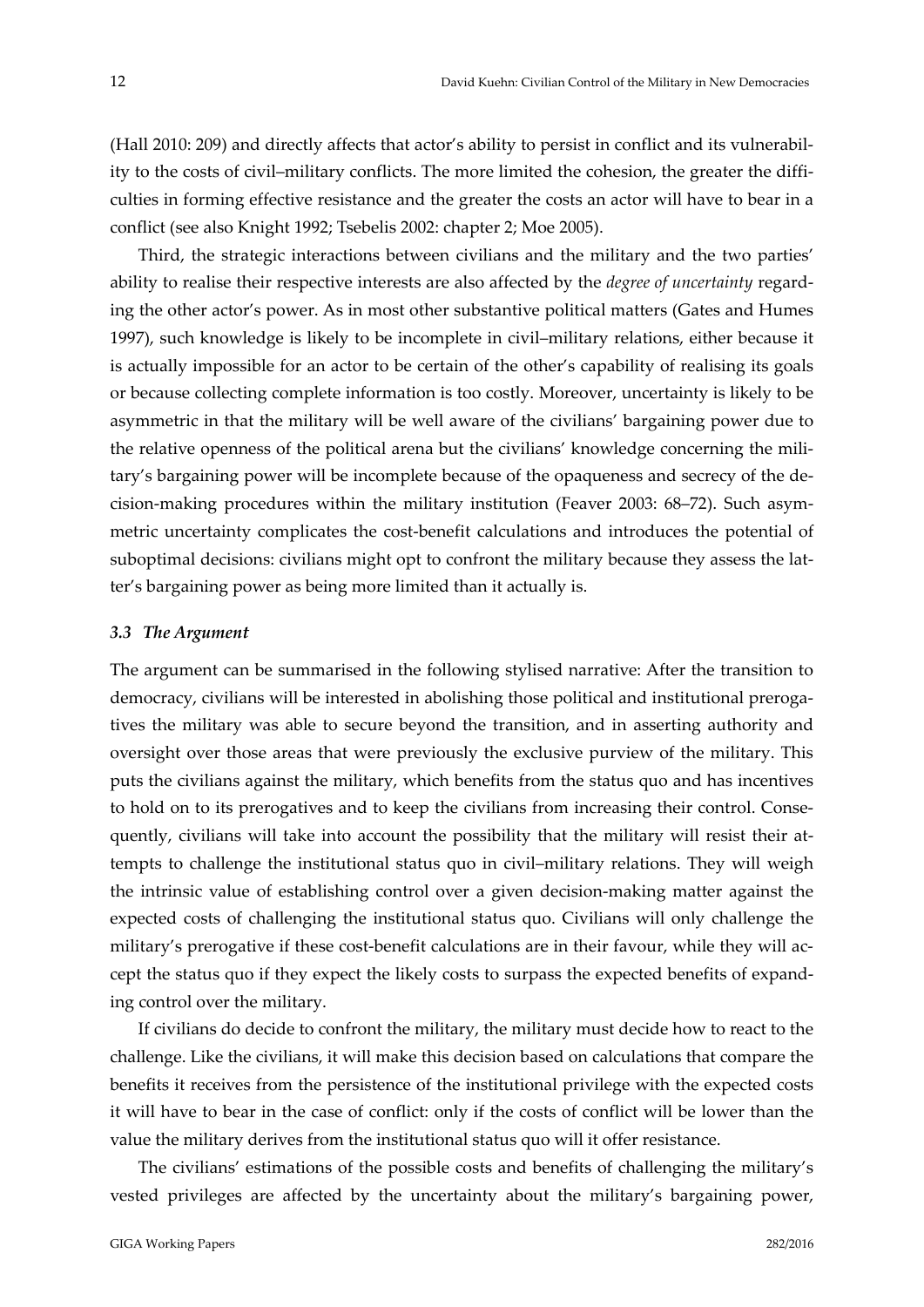(Hall 2010: 209) and directly affects that actor's ability to persist in conflict and its vulnerability to the costs of civil–military conflicts. The more limited the cohesion, the greater the difficulties in forming effective resistance and the greater the costs an actor will have to bear in a conflict (see also Knight 1992; Tsebelis 2002: chapter 2; Moe 2005).

Third, the strategic interactions between civilians and the military and the two parties' ability to realise their respective interests are also affected by the *degree of uncertainty* regarding the other actor's power. As in most other substantive political matters (Gates and Humes 1997), such knowledge is likely to be incomplete in civil–military relations, either because it is actually impossible for an actor to be certain of the other's capability of realising its goals or because collecting complete information is too costly. Moreover, uncertainty is likely to be asymmetric in that the military will be well aware of the civilians' bargaining power due to the relative openness of the political arena but the civilians' knowledge concerning the military's bargaining power will be incomplete because of the opaqueness and secrecy of the decision-making procedures within the military institution (Feaver 2003: 68–72). Such asymmetric uncertainty complicates the cost-benefit calculations and introduces the potential of suboptimal decisions: civilians might opt to confront the military because they assess the latter's bargaining power as being more limited than it actually is.

### *3.3 The Argument*

The argument can be summarised in the following stylised narrative: After the transition to democracy, civilians will be interested in abolishing those political and institutional prerogatives the military was able to secure beyond the transition, and in asserting authority and oversight over those areas that were previously the exclusive purview of the military. This puts the civilians against the military, which benefits from the status quo and has incentives to hold on to its prerogatives and to keep the civilians from increasing their control. Consequently, civilians will take into account the possibility that the military will resist their attempts to challenge the institutional status quo in civil–military relations. They will weigh the intrinsic value of establishing control over a given decision-making matter against the expected costs of challenging the institutional status quo. Civilians will only challenge the military's prerogative if these cost-benefit calculations are in their favour, while they will accept the status quo if they expect the likely costs to surpass the expected benefits of expanding control over the military.

If civilians do decide to confront the military, the military must decide how to react to the challenge. Like the civilians, it will make this decision based on calculations that compare the benefits it receives from the persistence of the institutional privilege with the expected costs it will have to bear in the case of conflict: only if the costs of conflict will be lower than the value the military derives from the institutional status quo will it offer resistance.

The civilians' estimations of the possible costs and benefits of challenging the military's vested privileges are affected by the uncertainty about the military's bargaining power,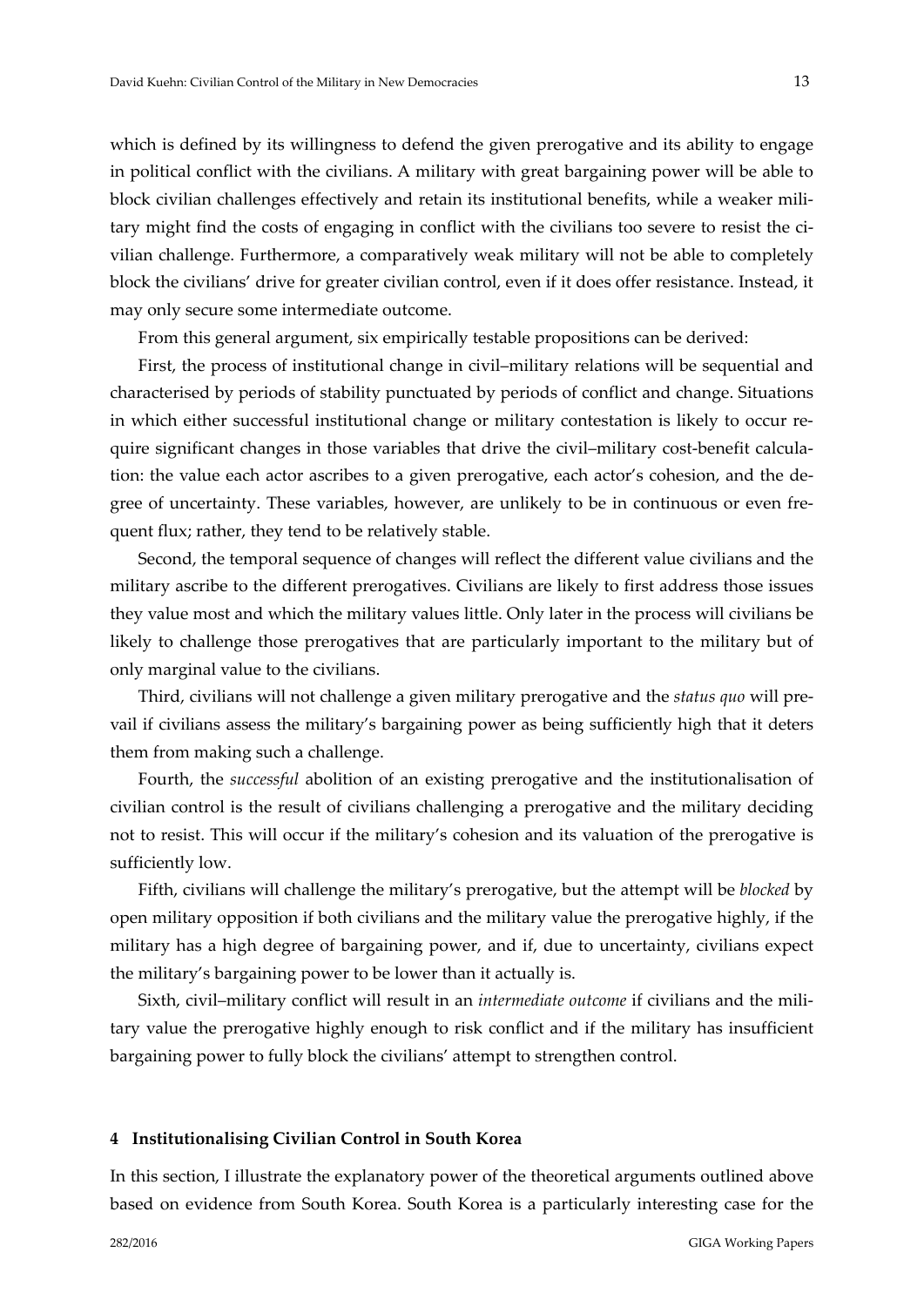which is defined by its willingness to defend the given prerogative and its ability to engage in political conflict with the civilians. A military with great bargaining power will be able to block civilian challenges effectively and retain its institutional benefits, while a weaker military might find the costs of engaging in conflict with the civilians too severe to resist the civilian challenge. Furthermore, a comparatively weak military will not be able to completely block the civilians' drive for greater civilian control, even if it does offer resistance. Instead, it may only secure some intermediate outcome.

From this general argument, six empirically testable propositions can be derived:

First, the process of institutional change in civil–military relations will be sequential and characterised by periods of stability punctuated by periods of conflict and change. Situations in which either successful institutional change or military contestation is likely to occur require significant changes in those variables that drive the civil–military cost-benefit calculation: the value each actor ascribes to a given prerogative, each actor's cohesion, and the degree of uncertainty. These variables, however, are unlikely to be in continuous or even frequent flux; rather, they tend to be relatively stable.

Second, the temporal sequence of changes will reflect the different value civilians and the military ascribe to the different prerogatives. Civilians are likely to first address those issues they value most and which the military values little. Only later in the process will civilians be likely to challenge those prerogatives that are particularly important to the military but of only marginal value to the civilians.

Third, civilians will not challenge a given military prerogative and the *status quo* will prevail if civilians assess the military's bargaining power as being sufficiently high that it deters them from making such a challenge.

Fourth, the *successful* abolition of an existing prerogative and the institutionalisation of civilian control is the result of civilians challenging a prerogative and the military deciding not to resist. This will occur if the military's cohesion and its valuation of the prerogative is sufficiently low.

Fifth, civilians will challenge the military's prerogative, but the attempt will be *blocked* by open military opposition if both civilians and the military value the prerogative highly, if the military has a high degree of bargaining power, and if, due to uncertainty, civilians expect the military's bargaining power to be lower than it actually is.

Sixth, civil–military conflict will result in an *intermediate outcome* if civilians and the military value the prerogative highly enough to risk conflict and if the military has insufficient bargaining power to fully block the civilians' attempt to strengthen control.

## 4 Institutionalising Civilian Control in South Korea

In this section, I illustrate the explanatory power of the theoretical arguments outlined above based on evidence from South Korea. South Korea is a particularly interesting case for the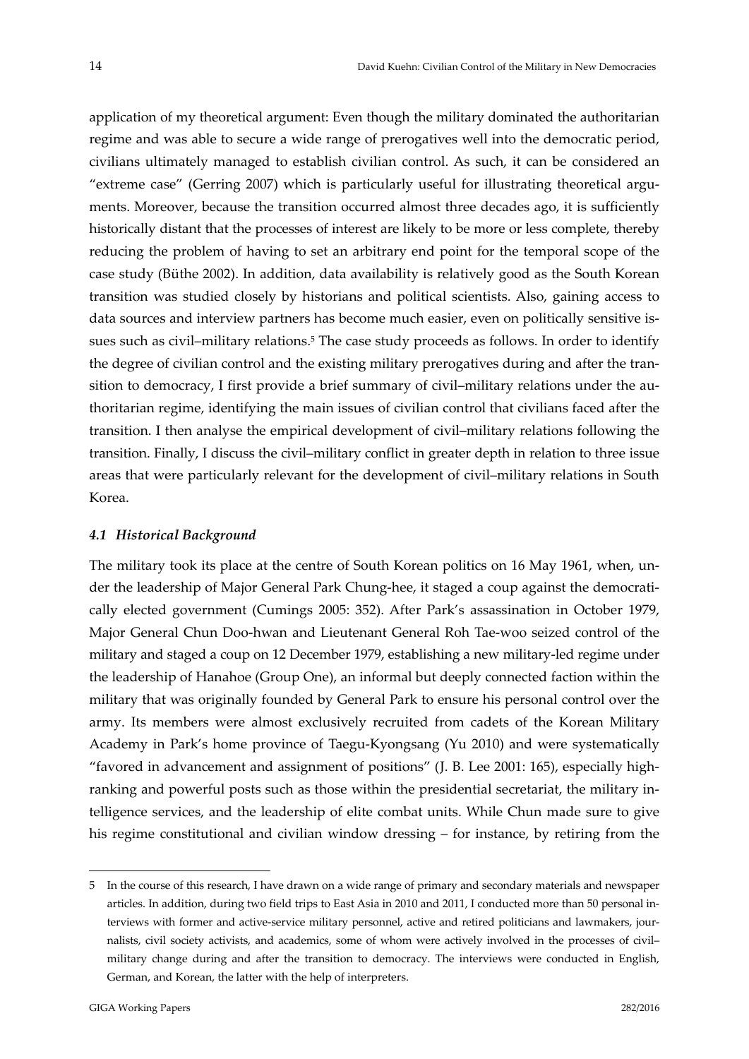application of my theoretical argument: Even though the military dominated the authoritarian regime and was able to secure a wide range of prerogatives well into the democratic period, civilians ultimately managed to establish civilian control. As such, it can be considered an "extreme case" (Gerring 2007) which is particularly useful for illustrating theoretical arguments. Moreover, because the transition occurred almost three decades ago, it is sufficiently historically distant that the processes of interest are likely to be more or less complete, thereby reducing the problem of having to set an arbitrary end point for the temporal scope of the case study (Büthe 2002). In addition, data availability is relatively good as the South Korean transition was studied closely by historians and political scientists. Also, gaining access to data sources and interview partners has become much easier, even on politically sensitive issues such as civil–military relations.[5] The case study proceeds as follows. In order to identify the degree of civilian control and the existing military prerogatives during and after the transition to democracy, I first provide a brief summary of civil–military relations under the authoritarian regime, identifying the main issues of civilian control that civilians faced after the transition. I then analyse the empirical development of civil–military relations following the transition. Finally, I discuss the civil–military conflict in greater depth in relation to three issue areas that were particularly relevant for the development of civil–military relations in South Korea.

### *4.1 Historical Background*

The military took its place at the centre of South Korean politics on 16 May 1961, when, under the leadership of Major General Park Chung-hee, it staged a coup against the democratically elected government (Cumings 2005: 352). After Park's assassination in October 1979, Major General Chun Doo-hwan and Lieutenant General Roh Tae-woo seized control of the military and staged a coup on 12 December 1979, establishing a new military-led regime under the leadership of Hanahoe (Group One), an informal but deeply connected faction within the military that was originally founded by General Park to ensure his personal control over the army. Its members were almost exclusively recruited from cadets of the Korean Military Academy in Park's home province of Taegu-Kyongsang (Yu 2010) and were systematically "favored in advancement and assignment of positions" (J. B. Lee 2001: 165), especially high-ranking and powerful posts such as those within the presidential secretariat, the military intelligence services, and the leadership of elite combat units. While Chun made sure to give his regime constitutional and civilian window dressing – for instance, by retiring from the

---

5 In the course of this research, I have drawn on a wide range of primary and secondary materials and newspaper articles. In addition, during two field trips to East Asia in 2010 and 2011, I conducted more than 50 personal interviews with former and active-service military personnel, active and retired politicians and lawmakers, journalists, civil society activists, and academics, some of whom were actively involved in the processes of civil–military change during and after the transition to democracy. The interviews were conducted in English, German, and Korean, the latter with the help of interpreters.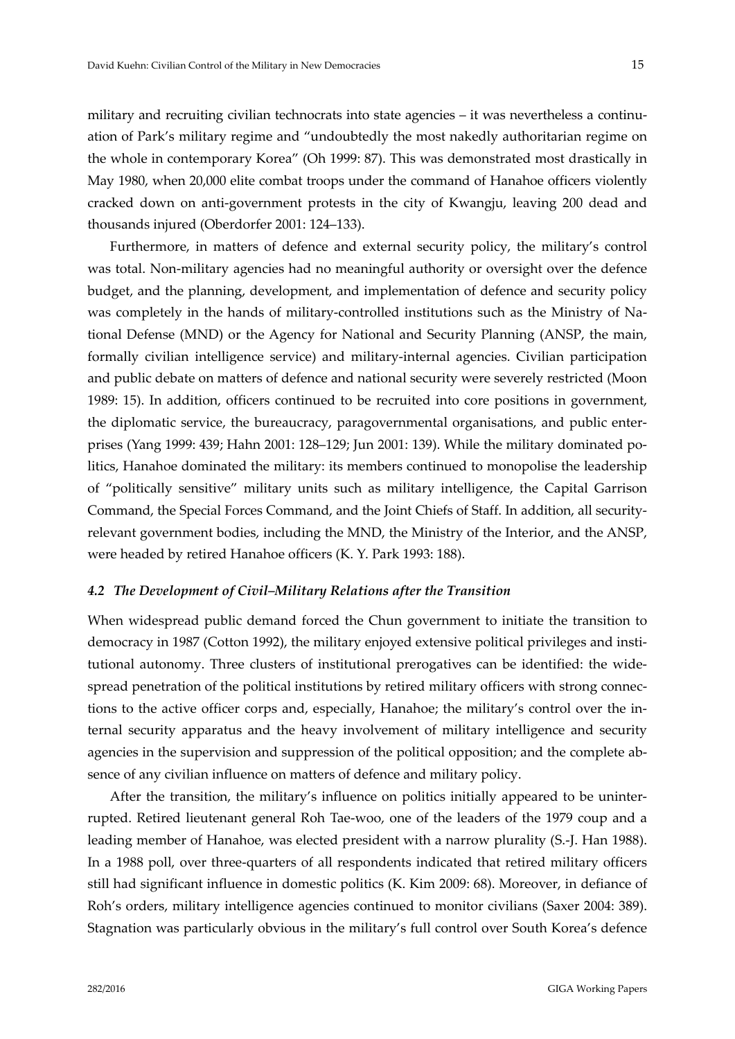military and recruiting civilian technocrats into state agencies – it was nevertheless a continuation of Park's military regime and "undoubtedly the most nakedly authoritarian regime on the whole in contemporary Korea" (Oh 1999: 87). This was demonstrated most drastically in May 1980, when 20,000 elite combat troops under the command of Hanahoe officers violently cracked down on anti-government protests in the city of Kwangju, leaving 200 dead and thousands injured (Oberdorfer 2001: 124–133).

Furthermore, in matters of defence and external security policy, the military's control was total. Non-military agencies had no meaningful authority or oversight over the defence budget, and the planning, development, and implementation of defence and security policy was completely in the hands of military-controlled institutions such as the Ministry of National Defense (MND) or the Agency for National and Security Planning (ANSP, the main, formally civilian intelligence service) and military-internal agencies. Civilian participation and public debate on matters of defence and national security were severely restricted (Moon 1989: 15). In addition, officers continued to be recruited into core positions in government, the diplomatic service, the bureaucracy, paragovernmental organisations, and public enterprises (Yang 1999: 439; Hahn 2001: 128–129; Jun 2001: 139). While the military dominated politics, Hanahoe dominated the military: its members continued to monopolise the leadership of "politically sensitive" military units such as military intelligence, the Capital Garrison Command, the Special Forces Command, and the Joint Chiefs of Staff. In addition, all security-relevant government bodies, including the MND, the Ministry of the Interior, and the ANSP, were headed by retired Hanahoe officers (K. Y. Park 1993: 188).

### *4.2 The Development of Civil–Military Relations after the Transition*

When widespread public demand forced the Chun government to initiate the transition to democracy in 1987 (Cotton 1992), the military enjoyed extensive political privileges and institutional autonomy. Three clusters of institutional prerogatives can be identified: the widespread penetration of the political institutions by retired military officers with strong connections to the active officer corps and, especially, Hanahoe; the military's control over the internal security apparatus and the heavy involvement of military intelligence and security agencies in the supervision and suppression of the political opposition; and the complete absence of any civilian influence on matters of defence and military policy.

After the transition, the military's influence on politics initially appeared to be uninterrupted. Retired lieutenant general Roh Tae-woo, one of the leaders of the 1979 coup and a leading member of Hanahoe, was elected president with a narrow plurality (S.-J. Han 1988). In a 1988 poll, over three-quarters of all respondents indicated that retired military officers still had significant influence in domestic politics (K. Kim 2009: 68). Moreover, in defiance of Roh's orders, military intelligence agencies continued to monitor civilians (Saxer 2004: 389). Stagnation was particularly obvious in the military's full control over South Korea's defence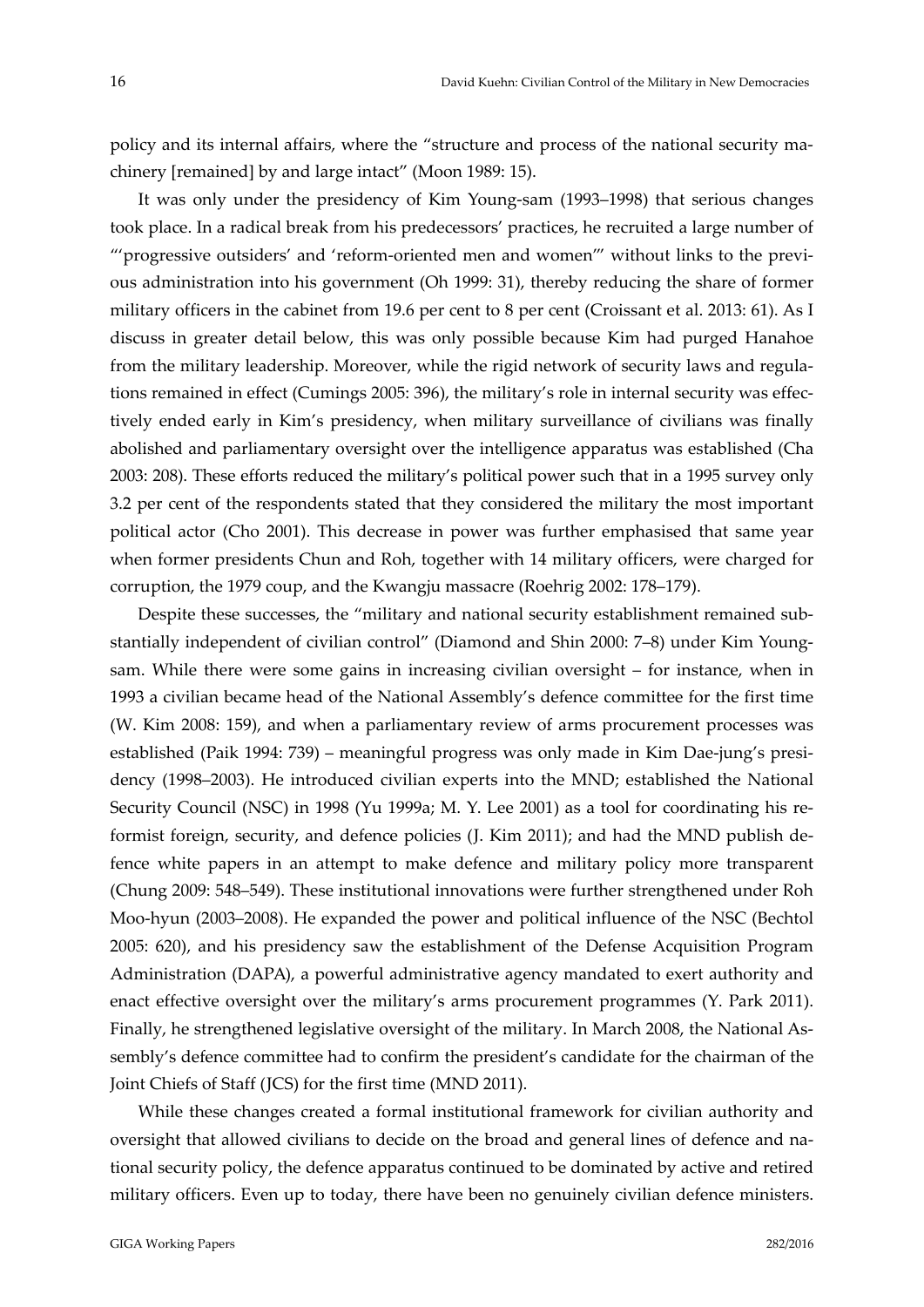policy and its internal affairs, where the "structure and process of the national security machinery [remained] by and large intact" (Moon 1989: 15).

It was only under the presidency of Kim Young-sam (1993–1998) that serious changes took place. In a radical break from his predecessors' practices, he recruited a large number of "'progressive outsiders' and 'reform-oriented men and women'" without links to the previous administration into his government (Oh 1999: 31), thereby reducing the share of former military officers in the cabinet from 19.6 per cent to 8 per cent (Croissant et al. 2013: 61). As I discuss in greater detail below, this was only possible because Kim had purged Hanahoe from the military leadership. Moreover, while the rigid network of security laws and regulations remained in effect (Cumings 2005: 396), the military's role in internal security was effectively ended early in Kim's presidency, when military surveillance of civilians was finally abolished and parliamentary oversight over the intelligence apparatus was established (Cha 2003: 208). These efforts reduced the military's political power such that in a 1995 survey only 3.2 per cent of the respondents stated that they considered the military the most important political actor (Cho 2001). This decrease in power was further emphasised that same year when former presidents Chun and Roh, together with 14 military officers, were charged for corruption, the 1979 coup, and the Kwangju massacre (Roehrig 2002: 178–179).

Despite these successes, the "military and national security establishment remained substantially independent of civilian control" (Diamond and Shin 2000: 7–8) under Kim Young-sam. While there were some gains in increasing civilian oversight – for instance, when in 1993 a civilian became head of the National Assembly's defence committee for the first time (W. Kim 2008: 159), and when a parliamentary review of arms procurement processes was established (Paik 1994: 739) – meaningful progress was only made in Kim Dae-jung's presidency (1998–2003). He introduced civilian experts into the MND; established the National Security Council (NSC) in 1998 (Yu 1999a; M. Y. Lee 2001) as a tool for coordinating his reformist foreign, security, and defence policies (J. Kim 2011); and had the MND publish defence white papers in an attempt to make defence and military policy more transparent (Chung 2009: 548–549). These institutional innovations were further strengthened under Roh Moo-hyun (2003–2008). He expanded the power and political influence of the NSC (Bechtol 2005: 620), and his presidency saw the establishment of the Defense Acquisition Program Administration (DAPA), a powerful administrative agency mandated to exert authority and enact effective oversight over the military's arms procurement programmes (Y. Park 2011). Finally, he strengthened legislative oversight of the military. In March 2008, the National Assembly's defence committee had to confirm the president's candidate for the chairman of the Joint Chiefs of Staff (JCS) for the first time (MND 2011).

While these changes created a formal institutional framework for civilian authority and oversight that allowed civilians to decide on the broad and general lines of defence and national security policy, the defence apparatus continued to be dominated by active and retired military officers. Even up to today, there have been no genuinely civilian defence ministers.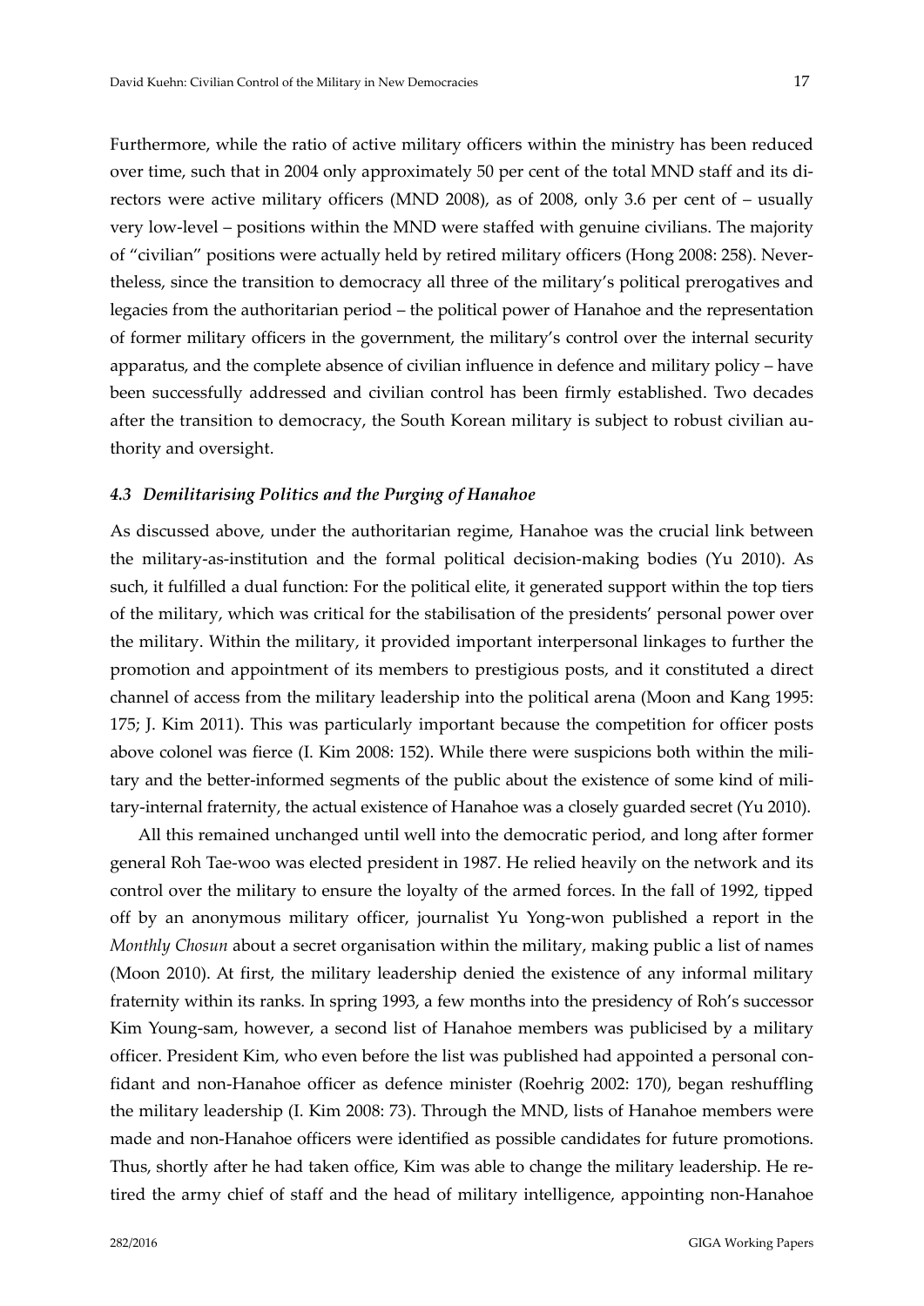Furthermore, while the ratio of active military officers within the ministry has been reduced over time, such that in 2004 only approximately 50 per cent of the total MND staff and its directors were active military officers (MND 2008), as of 2008, only 3.6 per cent of – usually very low-level – positions within the MND were staffed with genuine civilians. The majority of "civilian" positions were actually held by retired military officers (Hong 2008: 258). Nevertheless, since the transition to democracy all three of the military's political prerogatives and legacies from the authoritarian period – the political power of Hanahoe and the representation of former military officers in the government, the military's control over the internal security apparatus, and the complete absence of civilian influence in defence and military policy – have been successfully addressed and civilian control has been firmly established. Two decades after the transition to democracy, the South Korean military is subject to robust civilian authority and oversight.

### *4.3 Demilitarising Politics and the Purging of Hanahoe*

As discussed above, under the authoritarian regime, Hanahoe was the crucial link between the military-as-institution and the formal political decision-making bodies (Yu 2010). As such, it fulfilled a dual function: For the political elite, it generated support within the top tiers of the military, which was critical for the stabilisation of the presidents' personal power over the military. Within the military, it provided important interpersonal linkages to further the promotion and appointment of its members to prestigious posts, and it constituted a direct channel of access from the military leadership into the political arena (Moon and Kang 1995: 175; J. Kim 2011). This was particularly important because the competition for officer posts above colonel was fierce (I. Kim 2008: 152). While there were suspicions both within the military and the better-informed segments of the public about the existence of some kind of military-internal fraternity, the actual existence of Hanahoe was a closely guarded secret (Yu 2010).

All this remained unchanged until well into the democratic period, and long after former general Roh Tae-woo was elected president in 1987. He relied heavily on the network and its control over the military to ensure the loyalty of the armed forces. In the fall of 1992, tipped off by an anonymous military officer, journalist Yu Yong-won published a report in the *Monthly Chosun* about a secret organisation within the military, making public a list of names (Moon 2010). At first, the military leadership denied the existence of any informal military fraternity within its ranks. In spring 1993, a few months into the presidency of Roh's successor Kim Young-sam, however, a second list of Hanahoe members was publicised by a military officer. President Kim, who even before the list was published had appointed a personal confidant and non-Hanahoe officer as defence minister (Roehrig 2002: 170), began reshuffling the military leadership (I. Kim 2008: 73). Through the MND, lists of Hanahoe members were made and non-Hanahoe officers were identified as possible candidates for future promotions. Thus, shortly after he had taken office, Kim was able to change the military leadership. He retired the army chief of staff and the head of military intelligence, appointing non-Hanahoe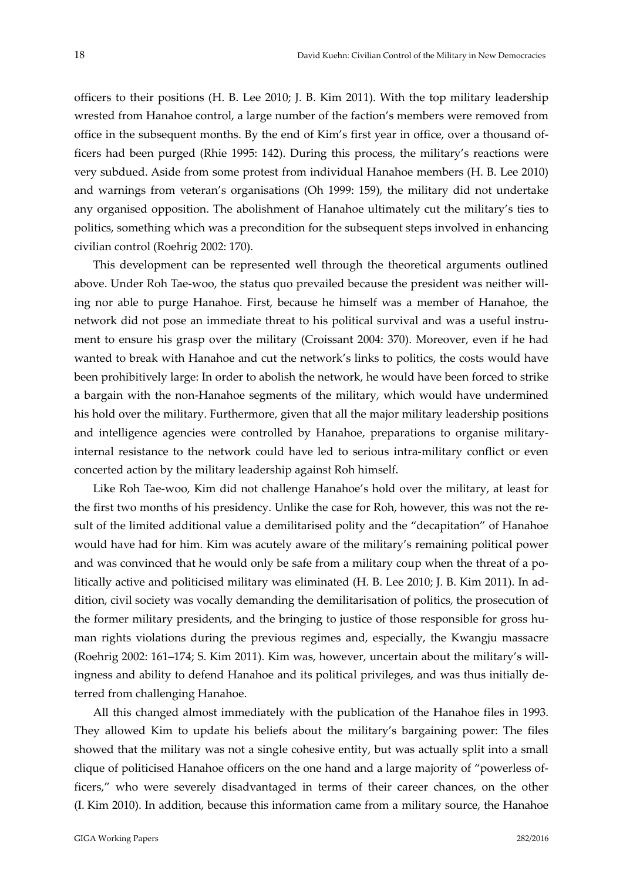officers to their positions (H. B. Lee 2010; J. B. Kim 2011). With the top military leadership wrested from Hanahoe control, a large number of the faction's members were removed from office in the subsequent months. By the end of Kim's first year in office, over a thousand officers had been purged (Rhie 1995: 142). During this process, the military's reactions were very subdued. Aside from some protest from individual Hanahoe members (H. B. Lee 2010) and warnings from veteran's organisations (Oh 1999: 159), the military did not undertake any organised opposition. The abolishment of Hanahoe ultimately cut the military's ties to politics, something which was a precondition for the subsequent steps involved in enhancing civilian control (Roehrig 2002: 170).

This development can be represented well through the theoretical arguments outlined above. Under Roh Tae-woo, the status quo prevailed because the president was neither willing nor able to purge Hanahoe. First, because he himself was a member of Hanahoe, the network did not pose an immediate threat to his political survival and was a useful instrument to ensure his grasp over the military (Croissant 2004: 370). Moreover, even if he had wanted to break with Hanahoe and cut the network's links to politics, the costs would have been prohibitively large: In order to abolish the network, he would have been forced to strike a bargain with the non-Hanahoe segments of the military, which would have undermined his hold over the military. Furthermore, given that all the major military leadership positions and intelligence agencies were controlled by Hanahoe, preparations to organise military-internal resistance to the network could have led to serious intra-military conflict or even concerted action by the military leadership against Roh himself.

Like Roh Tae-woo, Kim did not challenge Hanahoe's hold over the military, at least for the first two months of his presidency. Unlike the case for Roh, however, this was not the result of the limited additional value a demilitarised polity and the "decapitation" of Hanahoe would have had for him. Kim was acutely aware of the military's remaining political power and was convinced that he would only be safe from a military coup when the threat of a politically active and politicised military was eliminated (H. B. Lee 2010; J. B. Kim 2011). In addition, civil society was vocally demanding the demilitarisation of politics, the prosecution of the former military presidents, and the bringing to justice of those responsible for gross human rights violations during the previous regimes and, especially, the Kwangju massacre (Roehrig 2002: 161–174; S. Kim 2011). Kim was, however, uncertain about the military's willingness and ability to defend Hanahoe and its political privileges, and was thus initially deterred from challenging Hanahoe.

All this changed almost immediately with the publication of the Hanahoe files in 1993. They allowed Kim to update his beliefs about the military's bargaining power: The files showed that the military was not a single cohesive entity, but was actually split into a small clique of politicised Hanahoe officers on the one hand and a large majority of "powerless officers," who were severely disadvantaged in terms of their career chances, on the other (I. Kim 2010). In addition, because this information came from a military source, the Hanahoe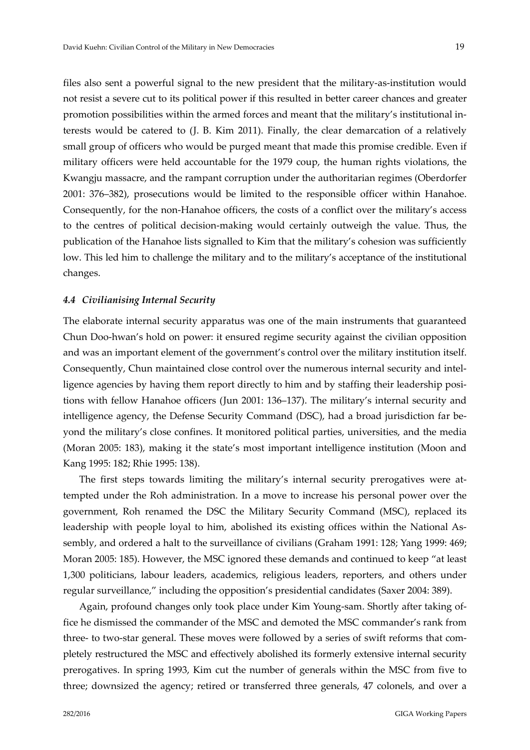files also sent a powerful signal to the new president that the military-as-institution would not resist a severe cut to its political power if this resulted in better career chances and greater promotion possibilities within the armed forces and meant that the military's institutional interests would be catered to (J. B. Kim 2011). Finally, the clear demarcation of a relatively small group of officers who would be purged meant that made this promise credible. Even if military officers were held accountable for the 1979 coup, the human rights violations, the Kwangju massacre, and the rampant corruption under the authoritarian regimes (Oberdorfer 2001: 376–382), prosecutions would be limited to the responsible officer within Hanahoe. Consequently, for the non-Hanahoe officers, the costs of a conflict over the military's access to the centres of political decision-making would certainly outweigh the value. Thus, the publication of the Hanahoe lists signalled to Kim that the military's cohesion was sufficiently low. This led him to challenge the military and to the military's acceptance of the institutional changes.

### *4.4 Civilianising Internal Security*

The elaborate internal security apparatus was one of the main instruments that guaranteed Chun Doo-hwan's hold on power: it ensured regime security against the civilian opposition and was an important element of the government's control over the military institution itself. Consequently, Chun maintained close control over the numerous internal security and intelligence agencies by having them report directly to him and by staffing their leadership positions with fellow Hanahoe officers (Jun 2001: 136–137). The military's internal security and intelligence agency, the Defense Security Command (DSC), had a broad jurisdiction far beyond the military's close confines. It monitored political parties, universities, and the media (Moran 2005: 183), making it the state's most important intelligence institution (Moon and Kang 1995: 182; Rhie 1995: 138).

The first steps towards limiting the military's internal security prerogatives were attempted under the Roh administration. In a move to increase his personal power over the government, Roh renamed the DSC the Military Security Command (MSC), replaced its leadership with people loyal to him, abolished its existing offices within the National Assembly, and ordered a halt to the surveillance of civilians (Graham 1991: 128; Yang 1999: 469; Moran 2005: 185). However, the MSC ignored these demands and continued to keep "at least 1,300 politicians, labour leaders, academics, religious leaders, reporters, and others under regular surveillance," including the opposition's presidential candidates (Saxer 2004: 389).

Again, profound changes only took place under Kim Young-sam. Shortly after taking office he dismissed the commander of the MSC and demoted the MSC commander's rank from three- to two-star general. These moves were followed by a series of swift reforms that completely restructured the MSC and effectively abolished its formerly extensive internal security prerogatives. In spring 1993, Kim cut the number of generals within the MSC from five to three; downsized the agency; retired or transferred three generals, 47 colonels, and over a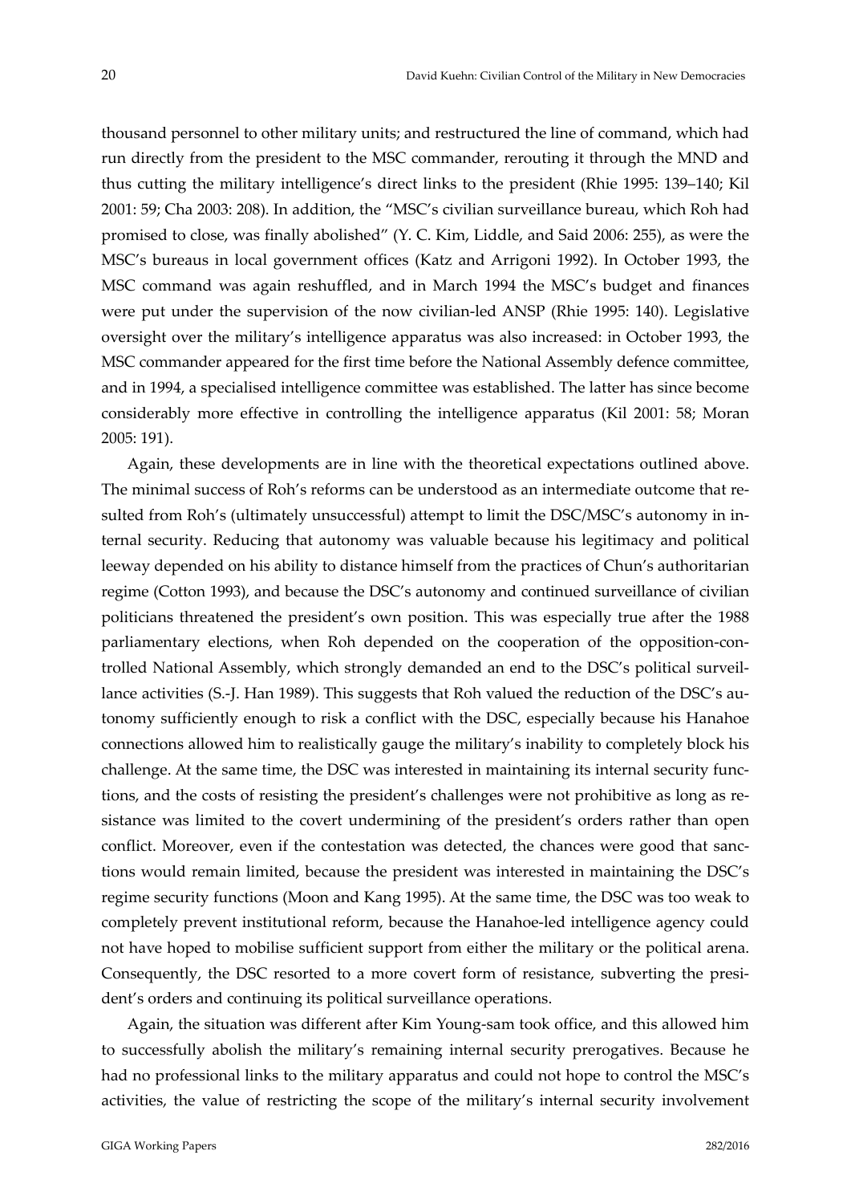thousand personnel to other military units; and restructured the line of command, which had run directly from the president to the MSC commander, rerouting it through the MND and thus cutting the military intelligence's direct links to the president (Rhie 1995: 139–140; Kil 2001: 59; Cha 2003: 208). In addition, the "MSC's civilian surveillance bureau, which Roh had promised to close, was finally abolished" (Y. C. Kim, Liddle, and Said 2006: 255), as were the MSC's bureaus in local government offices (Katz and Arrigoni 1992). In October 1993, the MSC command was again reshuffled, and in March 1994 the MSC's budget and finances were put under the supervision of the now civilian-led ANSP (Rhie 1995: 140). Legislative oversight over the military's intelligence apparatus was also increased: in October 1993, the MSC commander appeared for the first time before the National Assembly defence committee, and in 1994, a specialised intelligence committee was established. The latter has since become considerably more effective in controlling the intelligence apparatus (Kil 2001: 58; Moran 2005: 191).

Again, these developments are in line with the theoretical expectations outlined above. The minimal success of Roh's reforms can be understood as an intermediate outcome that resulted from Roh's (ultimately unsuccessful) attempt to limit the DSC/MSC's autonomy in internal security. Reducing that autonomy was valuable because his legitimacy and political leeway depended on his ability to distance himself from the practices of Chun's authoritarian regime (Cotton 1993), and because the DSC's autonomy and continued surveillance of civilian politicians threatened the president's own position. This was especially true after the 1988 parliamentary elections, when Roh depended on the cooperation of the opposition-controlled National Assembly, which strongly demanded an end to the DSC's political surveillance activities (S.-J. Han 1989). This suggests that Roh valued the reduction of the DSC's autonomy sufficiently enough to risk a conflict with the DSC, especially because his Hanahoe connections allowed him to realistically gauge the military's inability to completely block his challenge. At the same time, the DSC was interested in maintaining its internal security functions, and the costs of resisting the president's challenges were not prohibitive as long as resistance was limited to the covert undermining of the president's orders rather than open conflict. Moreover, even if the contestation was detected, the chances were good that sanctions would remain limited, because the president was interested in maintaining the DSC's regime security functions (Moon and Kang 1995). At the same time, the DSC was too weak to completely prevent institutional reform, because the Hanahoe-led intelligence agency could not have hoped to mobilise sufficient support from either the military or the political arena. Consequently, the DSC resorted to a more covert form of resistance, subverting the president's orders and continuing its political surveillance operations.

Again, the situation was different after Kim Young-sam took office, and this allowed him to successfully abolish the military's remaining internal security prerogatives. Because he had no professional links to the military apparatus and could not hope to control the MSC's activities, the value of restricting the scope of the military's internal security involvement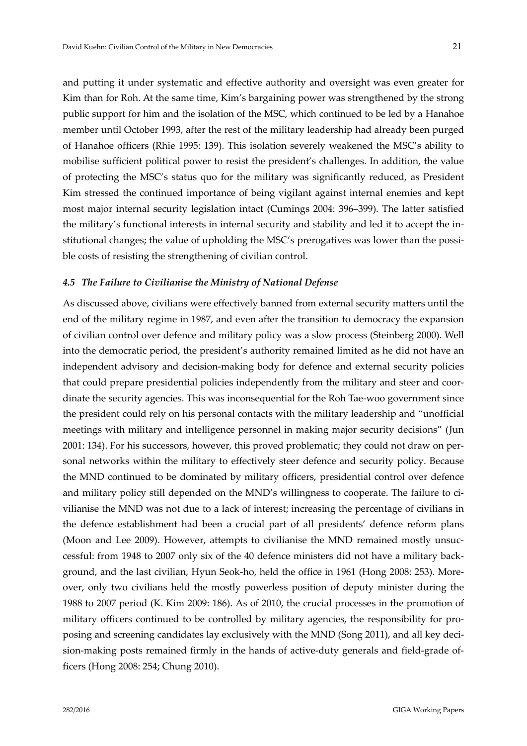and putting it under systematic and effective authority and oversight was even greater for Kim than for Roh. At the same time, Kim's bargaining power was strengthened by the strong public support for him and the isolation of the MSC, which continued to be led by a Hanahoe member until October 1993, after the rest of the military leadership had already been purged of Hanahoe officers (Rhie 1995: 139). This isolation severely weakened the MSC's ability to mobilise sufficient political power to resist the president's challenges. In addition, the value of protecting the MSC's status quo for the military was significantly reduced, as President Kim stressed the continued importance of being vigilant against internal enemies and kept most major internal security legislation intact (Cumings 2004: 396–399). The latter satisfied the military's functional interests in internal security and stability and led it to accept the institutional changes; the value of upholding the MSC's prerogatives was lower than the possible costs of resisting the strengthening of civilian control.

### *4.5 The Failure to Civilianise the Ministry of National Defense*

As discussed above, civilians were effectively banned from external security matters until the end of the military regime in 1987, and even after the transition to democracy the expansion of civilian control over defence and military policy was a slow process (Steinberg 2000). Well into the democratic period, the president's authority remained limited as he did not have an independent advisory and decision-making body for defence and external security policies that could prepare presidential policies independently from the military and steer and coordinate the security agencies. This was inconsequential for the Roh Tae-woo government since the president could rely on his personal contacts with the military leadership and "unofficial meetings with military and intelligence personnel in making major security decisions" (Jun 2001: 134). For his successors, however, this proved problematic; they could not draw on personal networks within the military to effectively steer defence and security policy. Because the MND continued to be dominated by military officers, presidential control over defence and military policy still depended on the MND's willingness to cooperate. The failure to civilianise the MND was not due to a lack of interest; increasing the percentage of civilians in the defence establishment had been a crucial part of all presidents' defence reform plans (Moon and Lee 2009). However, attempts to civilianise the MND remained mostly unsuccessful: from 1948 to 2007 only six of the 40 defence ministers did not have a military background, and the last civilian, Hyun Seok-ho, held the office in 1961 (Hong 2008: 253). Moreover, only two civilians held the mostly powerless position of deputy minister during the 1988 to 2007 period (K. Kim 2009: 186). As of 2010, the crucial processes in the promotion of military officers continued to be controlled by military agencies, the responsibility for proposing and screening candidates lay exclusively with the MND (Song 2011), and all key decision-making posts remained firmly in the hands of active-duty generals and field-grade officers (Hong 2008: 254; Chung 2010).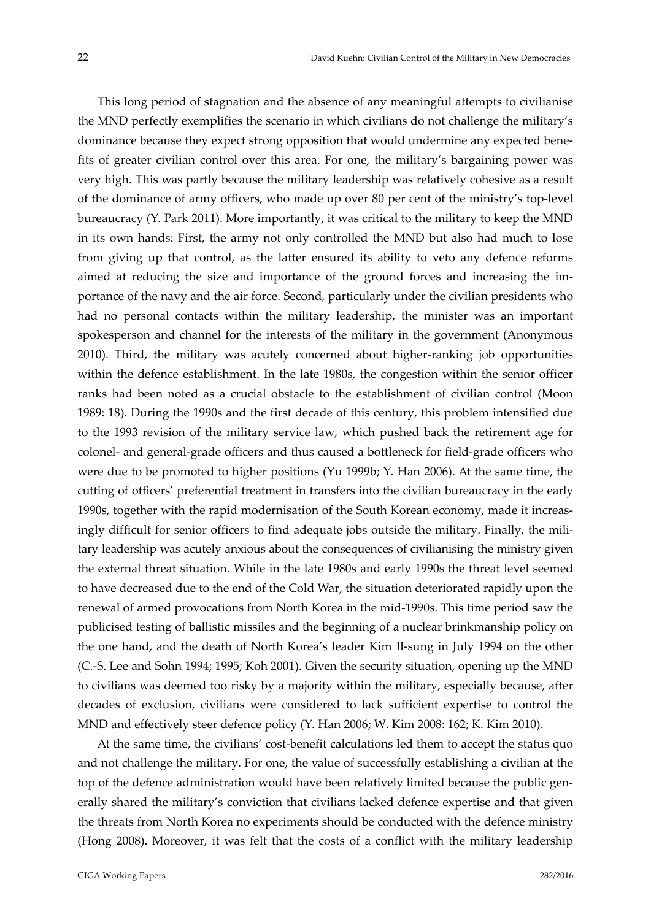This long period of stagnation and the absence of any meaningful attempts to civilianise the MND perfectly exemplifies the scenario in which civilians do not challenge the military's dominance because they expect strong opposition that would undermine any expected benefits of greater civilian control over this area. For one, the military's bargaining power was very high. This was partly because the military leadership was relatively cohesive as a result of the dominance of army officers, who made up over 80 per cent of the ministry's top-level bureaucracy (Y. Park 2011). More importantly, it was critical to the military to keep the MND in its own hands: First, the army not only controlled the MND but also had much to lose from giving up that control, as the latter ensured its ability to veto any defence reforms aimed at reducing the size and importance of the ground forces and increasing the importance of the navy and the air force. Second, particularly under the civilian presidents who had no personal contacts within the military leadership, the minister was an important spokesperson and channel for the interests of the military in the government (Anonymous 2010). Third, the military was acutely concerned about higher-ranking job opportunities within the defence establishment. In the late 1980s, the congestion within the senior officer ranks had been noted as a crucial obstacle to the establishment of civilian control (Moon 1989: 18). During the 1990s and the first decade of this century, this problem intensified due to the 1993 revision of the military service law, which pushed back the retirement age for colonel- and general-grade officers and thus caused a bottleneck for field-grade officers who were due to be promoted to higher positions (Yu 1999b; Y. Han 2006). At the same time, the cutting of officers' preferential treatment in transfers into the civilian bureaucracy in the early 1990s, together with the rapid modernisation of the South Korean economy, made it increasingly difficult for senior officers to find adequate jobs outside the military. Finally, the military leadership was acutely anxious about the consequences of civilianising the ministry given the external threat situation. While in the late 1980s and early 1990s the threat level seemed to have decreased due to the end of the Cold War, the situation deteriorated rapidly upon the renewal of armed provocations from North Korea in the mid-1990s. This time period saw the publicised testing of ballistic missiles and the beginning of a nuclear brinkmanship policy on the one hand, and the death of North Korea's leader Kim Il-sung in July 1994 on the other (C.-S. Lee and Sohn 1994; 1995; Koh 2001). Given the security situation, opening up the MND to civilians was deemed too risky by a majority within the military, especially because, after decades of exclusion, civilians were considered to lack sufficient expertise to control the MND and effectively steer defence policy (Y. Han 2006; W. Kim 2008: 162; K. Kim 2010).

At the same time, the civilians' cost-benefit calculations led them to accept the status quo and not challenge the military. For one, the value of successfully establishing a civilian at the top of the defence administration would have been relatively limited because the public generally shared the military's conviction that civilians lacked defence expertise and that given the threats from North Korea no experiments should be conducted with the defence ministry (Hong 2008). Moreover, it was felt that the costs of a conflict with the military leadership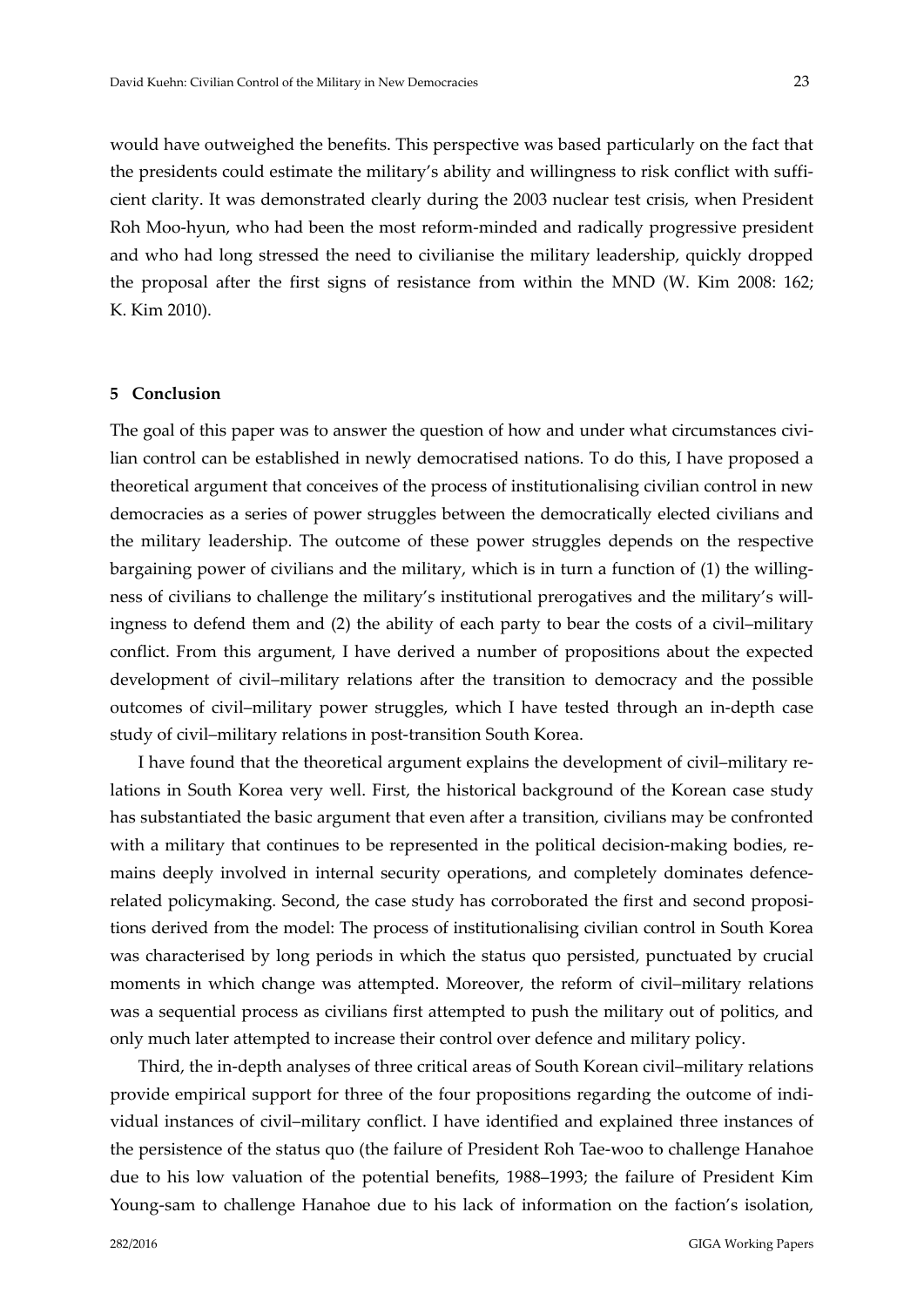would have outweighed the benefits. This perspective was based particularly on the fact that the presidents could estimate the military's ability and willingness to risk conflict with sufficient clarity. It was demonstrated clearly during the 2003 nuclear test crisis, when President Roh Moo-hyun, who had been the most reform-minded and radically progressive president and who had long stressed the need to civilianise the military leadership, quickly dropped the proposal after the first signs of resistance from within the MND (W. Kim 2008: 162; K. Kim 2010).

## 5 Conclusion

The goal of this paper was to answer the question of how and under what circumstances civilian control can be established in newly democratised nations. To do this, I have proposed a theoretical argument that conceives of the process of institutionalising civilian control in new democracies as a series of power struggles between the democratically elected civilians and the military leadership. The outcome of these power struggles depends on the respective bargaining power of civilians and the military, which is in turn a function of (1) the willingness of civilians to challenge the military's institutional prerogatives and the military's willingness to defend them and (2) the ability of each party to bear the costs of a civil–military conflict. From this argument, I have derived a number of propositions about the expected development of civil–military relations after the transition to democracy and the possible outcomes of civil–military power struggles, which I have tested through an in-depth case study of civil–military relations in post-transition South Korea.

I have found that the theoretical argument explains the development of civil–military relations in South Korea very well. First, the historical background of the Korean case study has substantiated the basic argument that even after a transition, civilians may be confronted with a military that continues to be represented in the political decision-making bodies, remains deeply involved in internal security operations, and completely dominates defence-related policymaking. Second, the case study has corroborated the first and second propositions derived from the model: The process of institutionalising civilian control in South Korea was characterised by long periods in which the status quo persisted, punctuated by crucial moments in which change was attempted. Moreover, the reform of civil–military relations was a sequential process as civilians first attempted to push the military out of politics, and only much later attempted to increase their control over defence and military policy.

Third, the in-depth analyses of three critical areas of South Korean civil–military relations provide empirical support for three of the four propositions regarding the outcome of individual instances of civil–military conflict. I have identified and explained three instances of the persistence of the status quo (the failure of President Roh Tae-woo to challenge Hanahoe due to his low valuation of the potential benefits, 1988–1993; the failure of President Kim Young-sam to challenge Hanahoe due to his lack of information on the faction's isolation,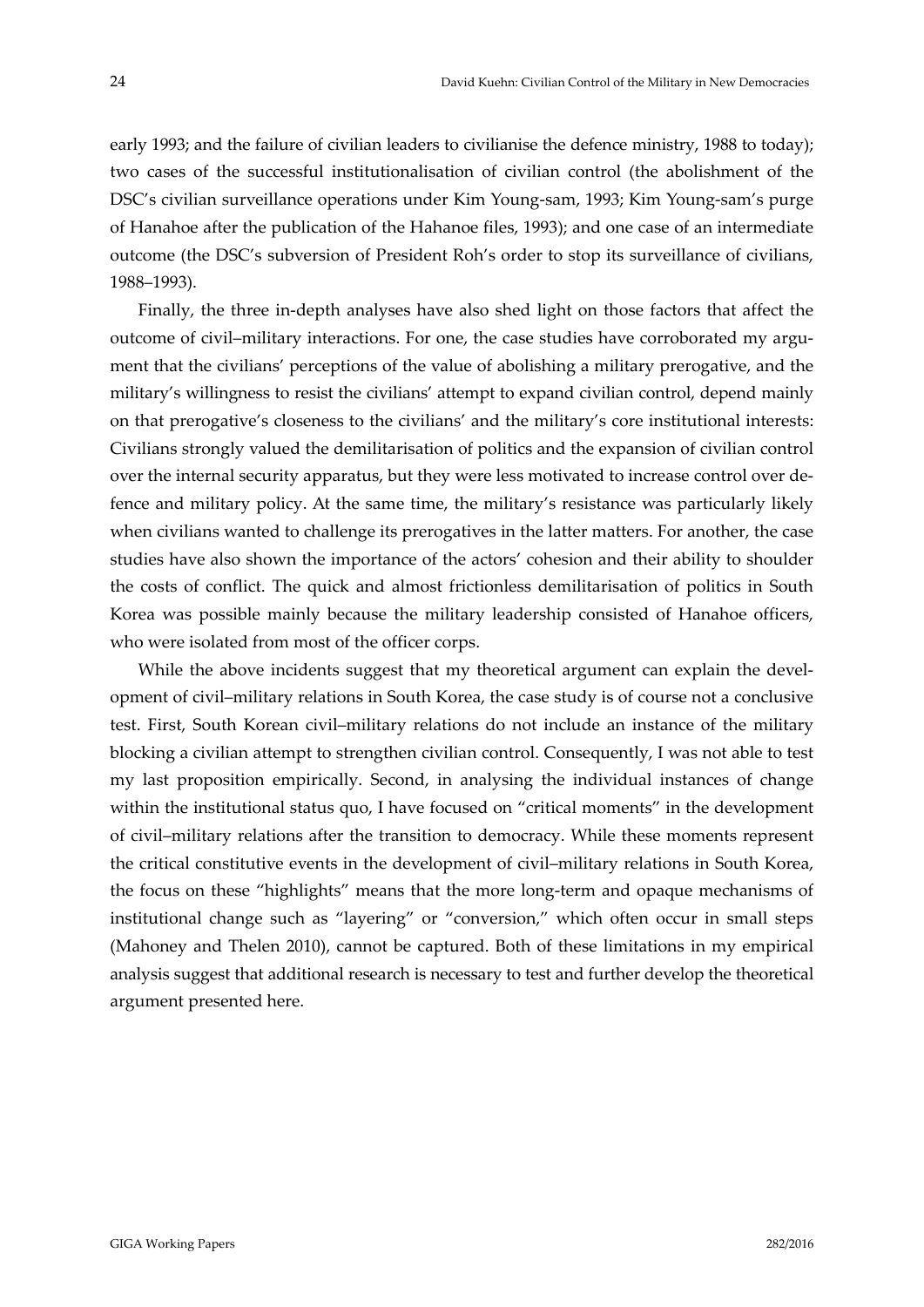early 1993; and the failure of civilian leaders to civilianise the defence ministry, 1988 to today); two cases of the successful institutionalisation of civilian control (the abolishment of the DSC's civilian surveillance operations under Kim Young-sam, 1993; Kim Young-sam's purge of Hanahoe after the publication of the Hahanoe files, 1993); and one case of an intermediate outcome (the DSC's subversion of President Roh's order to stop its surveillance of civilians, 1988–1993).

Finally, the three in-depth analyses have also shed light on those factors that affect the outcome of civil–military interactions. For one, the case studies have corroborated my argument that the civilians' perceptions of the value of abolishing a military prerogative, and the military's willingness to resist the civilians' attempt to expand civilian control, depend mainly on that prerogative's closeness to the civilians' and the military's core institutional interests: Civilians strongly valued the demilitarisation of politics and the expansion of civilian control over the internal security apparatus, but they were less motivated to increase control over defence and military policy. At the same time, the military's resistance was particularly likely when civilians wanted to challenge its prerogatives in the latter matters. For another, the case studies have also shown the importance of the actors' cohesion and their ability to shoulder the costs of conflict. The quick and almost frictionless demilitarisation of politics in South Korea was possible mainly because the military leadership consisted of Hanahoe officers, who were isolated from most of the officer corps.

While the above incidents suggest that my theoretical argument can explain the development of civil–military relations in South Korea, the case study is of course not a conclusive test. First, South Korean civil–military relations do not include an instance of the military blocking a civilian attempt to strengthen civilian control. Consequently, I was not able to test my last proposition empirically. Second, in analysing the individual instances of change within the institutional status quo, I have focused on "critical moments" in the development of civil–military relations after the transition to democracy. While these moments represent the critical constitutive events in the development of civil–military relations in South Korea, the focus on these "highlights" means that the more long-term and opaque mechanisms of institutional change such as "layering" or "conversion," which often occur in small steps (Mahoney and Thelen 2010), cannot be captured. Both of these limitations in my empirical analysis suggest that additional research is necessary to test and further develop the theoretical argument presented here.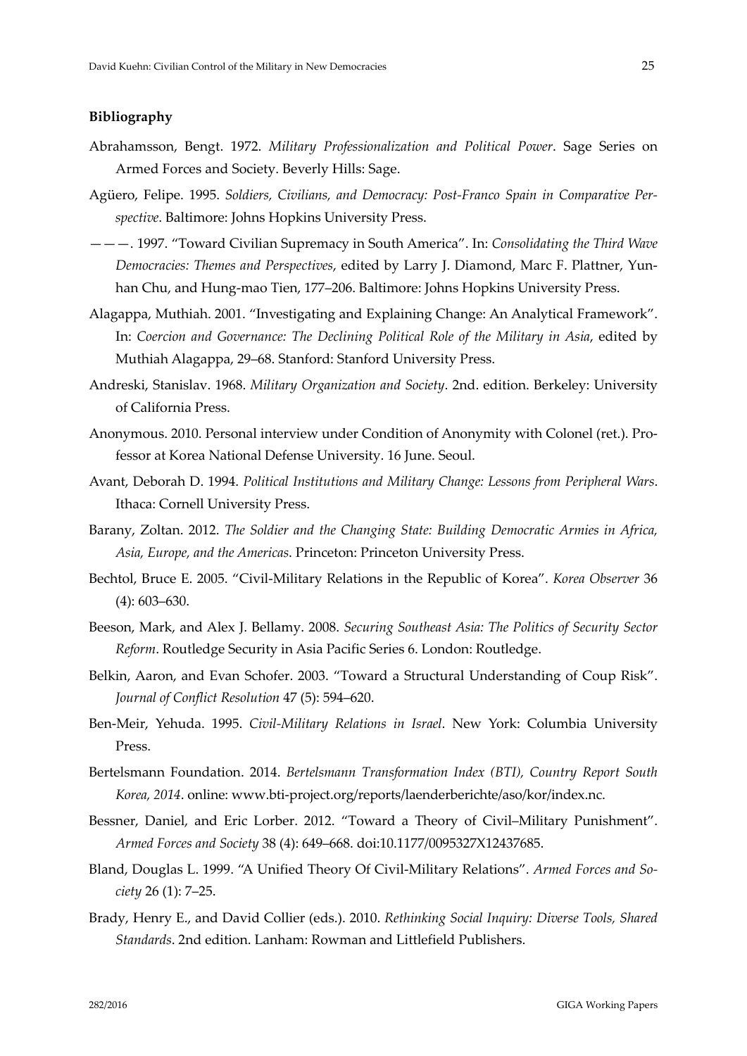**Bibliography**

Abrahamsson, Bengt. 1972. *Military Professionalization and Political Power*. Sage Series on Armed Forces and Society. Beverly Hills: Sage.

Agüero, Felipe. 1995. *Soldiers, Civilians, and Democracy: Post-Franco Spain in Comparative Perspective*. Baltimore: Johns Hopkins University Press.

———. 1997. "Toward Civilian Supremacy in South America". In: *Consolidating the Third Wave Democracies: Themes and Perspectives*, edited by Larry J. Diamond, Marc F. Plattner, Yunhan Chu, and Hung-mao Tien, 177–206. Baltimore: Johns Hopkins University Press.

Alagappa, Muthiah. 2001. "Investigating and Explaining Change: An Analytical Framework". In: *Coercion and Governance: The Declining Political Role of the Military in Asia*, edited by Muthiah Alagappa, 29–68. Stanford: Stanford University Press.

Andreski, Stanislav. 1968. *Military Organization and Society*. 2nd. edition. Berkeley: University of California Press.

Anonymous. 2010. Personal interview under Condition of Anonymity with Colonel (ret.). Professor at Korea National Defense University. 16 June. Seoul.

Avant, Deborah D. 1994. *Political Institutions and Military Change: Lessons from Peripheral Wars*. Ithaca: Cornell University Press.

Barany, Zoltan. 2012. *The Soldier and the Changing State: Building Democratic Armies in Africa, Asia, Europe, and the Americas*. Princeton: Princeton University Press.

Bechtol, Bruce E. 2005. "Civil-Military Relations in the Republic of Korea". *Korea Observer* 36 (4): 603–630.

Beeson, Mark, and Alex J. Bellamy. 2008. *Securing Southeast Asia: The Politics of Security Sector Reform*. Routledge Security in Asia Pacific Series 6. London: Routledge.

Belkin, Aaron, and Evan Schofer. 2003. "Toward a Structural Understanding of Coup Risk". *Journal of Conflict Resolution* 47 (5): 594–620.

Ben-Meir, Yehuda. 1995. *Civil-Military Relations in Israel*. New York: Columbia University Press.

Bertelsmann Foundation. 2014. *Bertelsmann Transformation Index (BTI), Country Report South Korea, 2014*. online: www.bti-project.org/reports/laenderberichte/aso/kor/index.nc.

Bessner, Daniel, and Eric Lorber. 2012. "Toward a Theory of Civil–Military Punishment". *Armed Forces and Society* 38 (4): 649–668. doi:10.1177/0095327X12437685.

Bland, Douglas L. 1999. "A Unified Theory Of Civil-Military Relations". *Armed Forces and Society* 26 (1): 7–25.

Brady, Henry E., and David Collier (eds.). 2010. *Rethinking Social Inquiry: Diverse Tools, Shared Standards*. 2nd edition. Lanham: Rowman and Littlefield Publishers.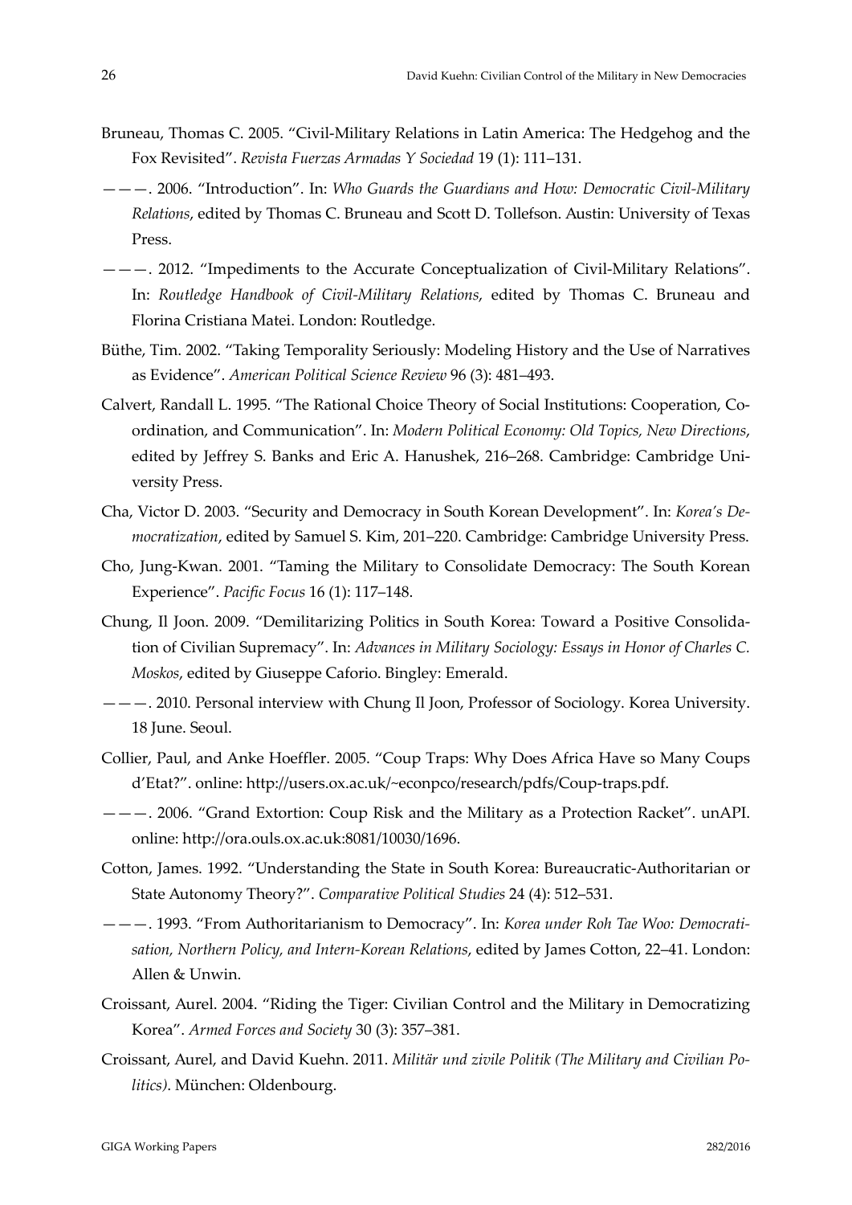Bruneau, Thomas C. 2005. "Civil-Military Relations in Latin America: The Hedgehog and the Fox Revisited". *Revista Fuerzas Armadas Y Sociedad* 19 (1): 111–131.

———. 2006. "Introduction". In: *Who Guards the Guardians and How: Democratic Civil-Military Relations*, edited by Thomas C. Bruneau and Scott D. Tollefson. Austin: University of Texas Press.

———. 2012. "Impediments to the Accurate Conceptualization of Civil-Military Relations". In: *Routledge Handbook of Civil-Military Relations*, edited by Thomas C. Bruneau and Florina Cristiana Matei. London: Routledge.

Büthe, Tim. 2002. "Taking Temporality Seriously: Modeling History and the Use of Narratives as Evidence". *American Political Science Review* 96 (3): 481–493.

Calvert, Randall L. 1995. "The Rational Choice Theory of Social Institutions: Cooperation, Coordination, and Communication". In: *Modern Political Economy: Old Topics, New Directions*, edited by Jeffrey S. Banks and Eric A. Hanushek, 216–268. Cambridge: Cambridge University Press.

Cha, Victor D. 2003. "Security and Democracy in South Korean Development". In: *Korea's Democratization*, edited by Samuel S. Kim, 201–220. Cambridge: Cambridge University Press.

Cho, Jung-Kwan. 2001. "Taming the Military to Consolidate Democracy: The South Korean Experience". *Pacific Focus* 16 (1): 117–148.

Chung, Il Joon. 2009. "Demilitarizing Politics in South Korea: Toward a Positive Consolidation of Civilian Supremacy". In: *Advances in Military Sociology: Essays in Honor of Charles C. Moskos*, edited by Giuseppe Caforio. Bingley: Emerald.

———. 2010. Personal interview with Chung Il Joon, Professor of Sociology. Korea University. 18 June. Seoul.

Collier, Paul, and Anke Hoeffler. 2005. "Coup Traps: Why Does Africa Have so Many Coups d'Etat?". online: http://users.ox.ac.uk/~econpco/research/pdfs/Coup-traps.pdf.

———. 2006. "Grand Extortion: Coup Risk and the Military as a Protection Racket". unAPI. online: http://ora.ouls.ox.ac.uk:8081/10030/1696.

Cotton, James. 1992. "Understanding the State in South Korea: Bureaucratic-Authoritarian or State Autonomy Theory?". *Comparative Political Studies* 24 (4): 512–531.

———. 1993. "From Authoritarianism to Democracy". In: *Korea under Roh Tae Woo: Democratisation, Northern Policy, and Intern-Korean Relations*, edited by James Cotton, 22–41. London: Allen & Unwin.

Croissant, Aurel. 2004. "Riding the Tiger: Civilian Control and the Military in Democratizing Korea". *Armed Forces and Society* 30 (3): 357–381.

Croissant, Aurel, and David Kuehn. 2011. *Militär und zivile Politik (The Military and Civilian Politics)*. München: Oldenbourg.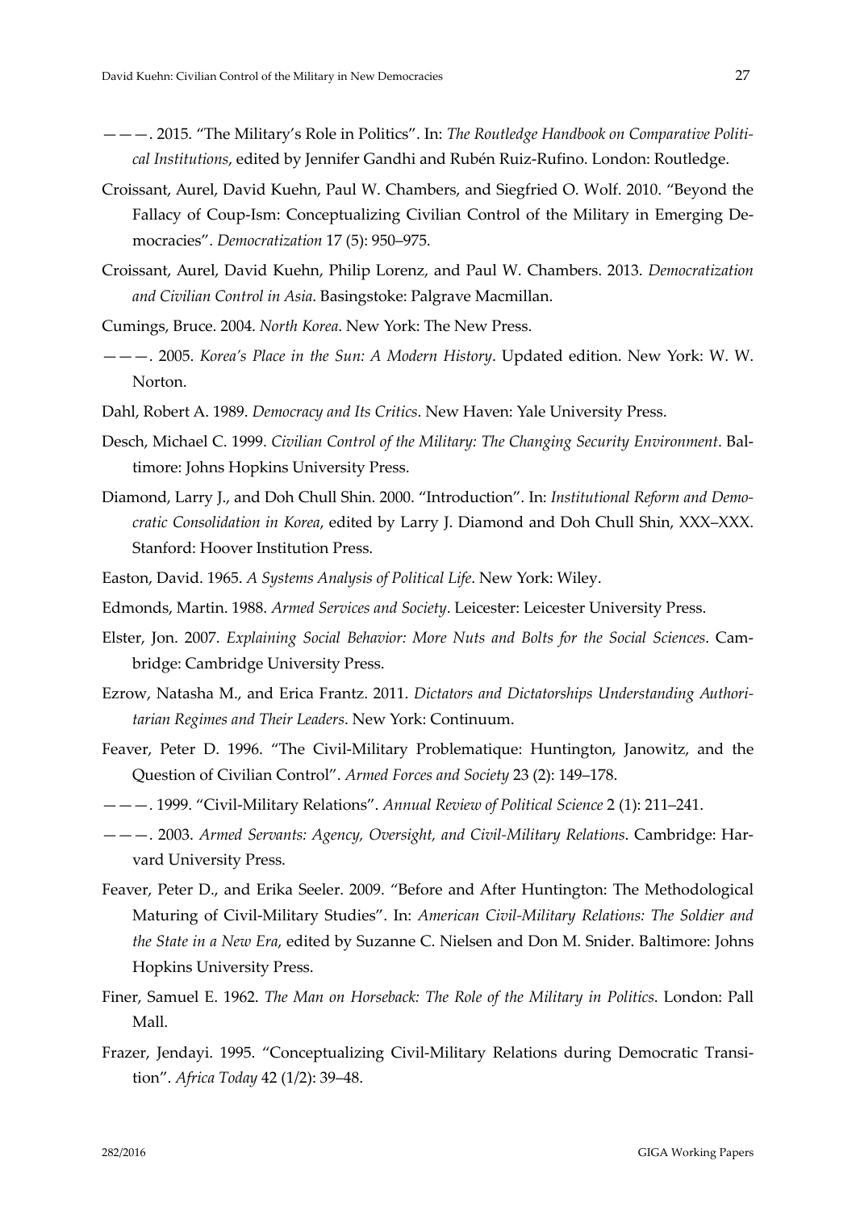———. 2015. "The Military's Role in Politics". In: *The Routledge Handbook on Comparative Political Institutions*, edited by Jennifer Gandhi and Rubén Ruiz-Rufino. London: Routledge.

Croissant, Aurel, David Kuehn, Paul W. Chambers, and Siegfried O. Wolf. 2010. "Beyond the Fallacy of Coup-Ism: Conceptualizing Civilian Control of the Military in Emerging Democracies". *Democratization* 17 (5): 950–975.

Croissant, Aurel, David Kuehn, Philip Lorenz, and Paul W. Chambers. 2013. *Democratization and Civilian Control in Asia*. Basingstoke: Palgrave Macmillan.

Cumings, Bruce. 2004. *North Korea*. New York: The New Press.

———. 2005. *Korea's Place in the Sun: A Modern History*. Updated edition. New York: W. W. Norton.

Dahl, Robert A. 1989. *Democracy and Its Critics*. New Haven: Yale University Press.

Desch, Michael C. 1999. *Civilian Control of the Military: The Changing Security Environment*. Baltimore: Johns Hopkins University Press.

Diamond, Larry J., and Doh Chull Shin. 2000. "Introduction". In: *Institutional Reform and Democratic Consolidation in Korea*, edited by Larry J. Diamond and Doh Chull Shin, XXX–XXX. Stanford: Hoover Institution Press.

Easton, David. 1965. *A Systems Analysis of Political Life*. New York: Wiley.

Edmonds, Martin. 1988. *Armed Services and Society*. Leicester: Leicester University Press.

Elster, Jon. 2007. *Explaining Social Behavior: More Nuts and Bolts for the Social Sciences*. Cambridge: Cambridge University Press.

Ezrow, Natasha M., and Erica Frantz. 2011. *Dictators and Dictatorships Understanding Authoritarian Regimes and Their Leaders*. New York: Continuum.

Feaver, Peter D. 1996. "The Civil-Military Problematique: Huntington, Janowitz, and the Question of Civilian Control". *Armed Forces and Society* 23 (2): 149–178.

———. 1999. "Civil-Military Relations". *Annual Review of Political Science* 2 (1): 211–241.

———. 2003. *Armed Servants: Agency, Oversight, and Civil-Military Relations*. Cambridge: Harvard University Press.

Feaver, Peter D., and Erika Seeler. 2009. "Before and After Huntington: The Methodological Maturing of Civil-Military Studies". In: *American Civil-Military Relations: The Soldier and the State in a New Era*, edited by Suzanne C. Nielsen and Don M. Snider. Baltimore: Johns Hopkins University Press.

Finer, Samuel E. 1962. *The Man on Horseback: The Role of the Military in Politics*. London: Pall Mall.

Frazer, Jendayi. 1995. "Conceptualizing Civil-Military Relations during Democratic Transition". *Africa Today* 42 (1/2): 39–48.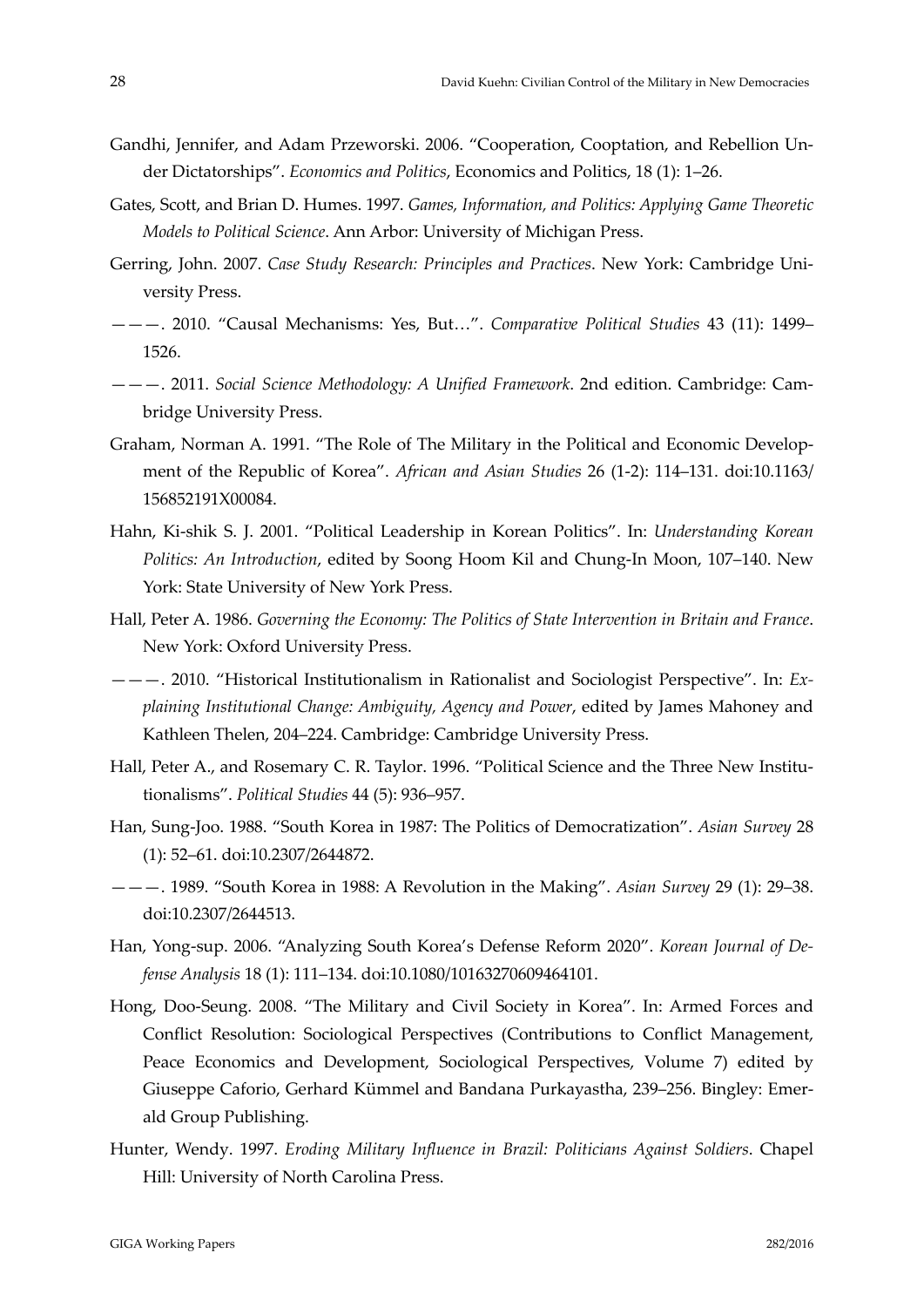Gandhi, Jennifer, and Adam Przeworski. 2006. "Cooperation, Cooptation, and Rebellion Under Dictatorships". *Economics and Politics*, Economics and Politics, 18 (1): 1–26.

Gates, Scott, and Brian D. Humes. 1997. *Games, Information, and Politics: Applying Game Theoretic Models to Political Science*. Ann Arbor: University of Michigan Press.

Gerring, John. 2007. *Case Study Research: Principles and Practices*. New York: Cambridge University Press.

———. 2010. "Causal Mechanisms: Yes, But…". *Comparative Political Studies* 43 (11): 1499–1526.

———. 2011. *Social Science Methodology: A Unified Framework*. 2nd edition. Cambridge: Cambridge University Press.

Graham, Norman A. 1991. "The Role of The Military in the Political and Economic Development of the Republic of Korea". *African and Asian Studies* 26 (1-2): 114–131. doi:10.1163/156852191X00084.

Hahn, Ki-shik S. J. 2001. "Political Leadership in Korean Politics". In: *Understanding Korean Politics: An Introduction*, edited by Soong Hoom Kil and Chung-In Moon, 107–140. New York: State University of New York Press.

Hall, Peter A. 1986. *Governing the Economy: The Politics of State Intervention in Britain and France*. New York: Oxford University Press.

———. 2010. "Historical Institutionalism in Rationalist and Sociologist Perspective". In: *Explaining Institutional Change: Ambiguity, Agency and Power*, edited by James Mahoney and Kathleen Thelen, 204–224. Cambridge: Cambridge University Press.

Hall, Peter A., and Rosemary C. R. Taylor. 1996. "Political Science and the Three New Institutionalisms". *Political Studies* 44 (5): 936–957.

Han, Sung-Joo. 1988. "South Korea in 1987: The Politics of Democratization". *Asian Survey* 28 (1): 52–61. doi:10.2307/2644872.

———. 1989. "South Korea in 1988: A Revolution in the Making". *Asian Survey* 29 (1): 29–38. doi:10.2307/2644513.

Han, Yong-sup. 2006. "Analyzing South Korea's Defense Reform 2020". *Korean Journal of Defense Analysis* 18 (1): 111–134. doi:10.1080/10163270609464101.

Hong, Doo-Seung. 2008. "The Military and Civil Society in Korea". In: Armed Forces and Conflict Resolution: Sociological Perspectives (Contributions to Conflict Management, Peace Economics and Development, Sociological Perspectives, Volume 7) edited by Giuseppe Caforio, Gerhard Kümmel and Bandana Purkayastha, 239–256. Bingley: Emerald Group Publishing.

Hunter, Wendy. 1997. *Eroding Military Influence in Brazil: Politicians Against Soldiers*. Chapel Hill: University of North Carolina Press.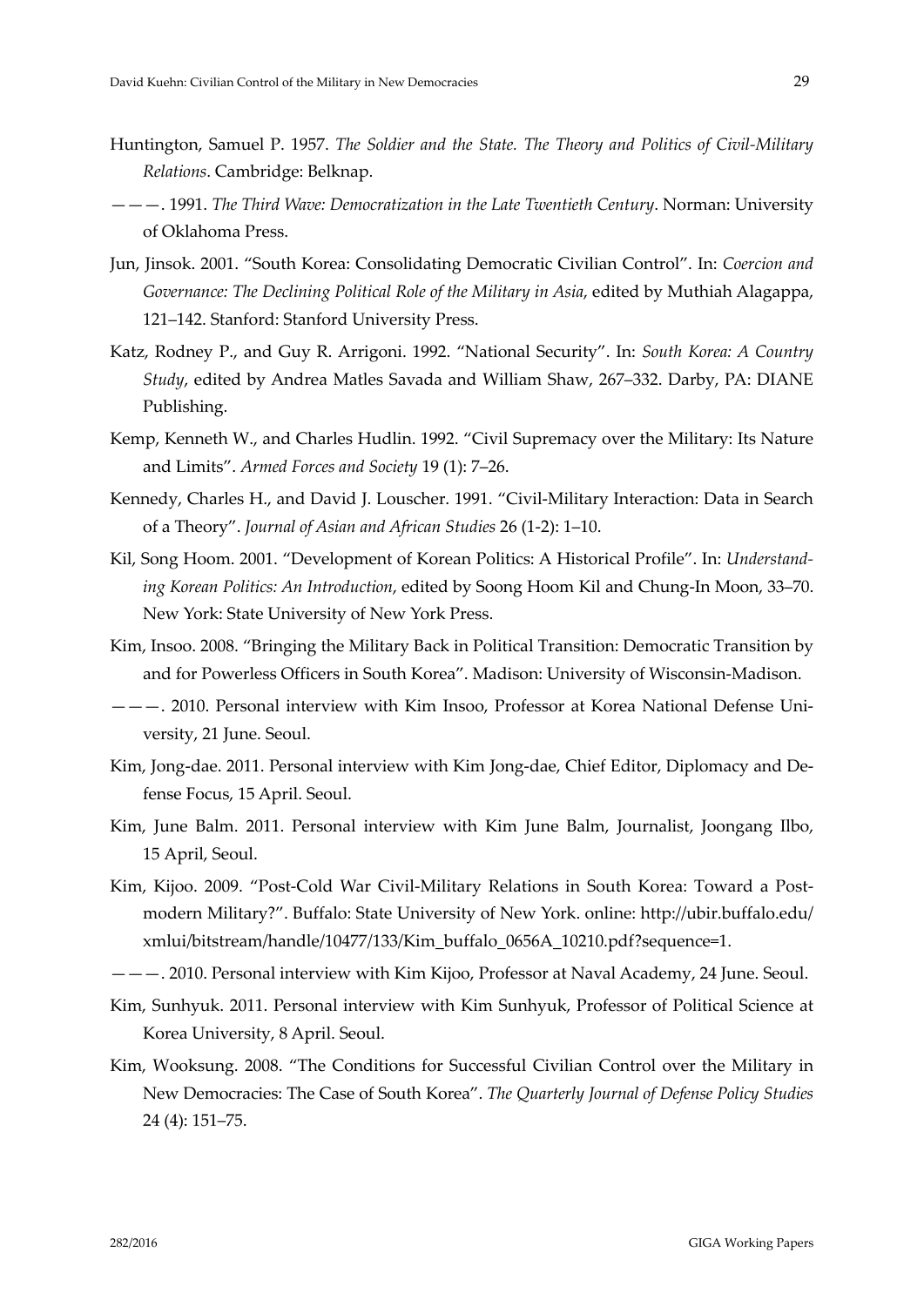Huntington, Samuel P. 1957. *The Soldier and the State. The Theory and Politics of Civil-Military Relations*. Cambridge: Belknap.

———. 1991. *The Third Wave: Democratization in the Late Twentieth Century*. Norman: University of Oklahoma Press.

Jun, Jinsok. 2001. "South Korea: Consolidating Democratic Civilian Control". In: *Coercion and Governance: The Declining Political Role of the Military in Asia*, edited by Muthiah Alagappa, 121–142. Stanford: Stanford University Press.

Katz, Rodney P., and Guy R. Arrigoni. 1992. "National Security". In: *South Korea: A Country Study*, edited by Andrea Matles Savada and William Shaw, 267–332. Darby, PA: DIANE Publishing.

Kemp, Kenneth W., and Charles Hudlin. 1992. "Civil Supremacy over the Military: Its Nature and Limits". *Armed Forces and Society* 19 (1): 7–26.

Kennedy, Charles H., and David J. Louscher. 1991. "Civil-Military Interaction: Data in Search of a Theory". *Journal of Asian and African Studies* 26 (1-2): 1–10.

Kil, Song Hoom. 2001. "Development of Korean Politics: A Historical Profile". In: *Understanding Korean Politics: An Introduction*, edited by Soong Hoom Kil and Chung-In Moon, 33–70. New York: State University of New York Press.

Kim, Insoo. 2008. "Bringing the Military Back in Political Transition: Democratic Transition by and for Powerless Officers in South Korea". Madison: University of Wisconsin-Madison.

———. 2010. Personal interview with Kim Insoo, Professor at Korea National Defense University, 21 June. Seoul.

Kim, Jong-dae. 2011. Personal interview with Kim Jong-dae, Chief Editor, Diplomacy and Defense Focus, 15 April. Seoul.

Kim, June Balm. 2011. Personal interview with Kim June Balm, Journalist, Joongang Ilbo, 15 April, Seoul.

Kim, Kijoo. 2009. "Post-Cold War Civil-Military Relations in South Korea: Toward a Postmodern Military?". Buffalo: State University of New York. online: http://ubir.buffalo.edu/xmlui/bitstream/handle/10477/133/Kim_buffalo_0656A_10210.pdf?sequence=1.

———. 2010. Personal interview with Kim Kijoo, Professor at Naval Academy, 24 June. Seoul.

Kim, Sunhyuk. 2011. Personal interview with Kim Sunhyuk, Professor of Political Science at Korea University, 8 April. Seoul.

Kim, Wooksung. 2008. "The Conditions for Successful Civilian Control over the Military in New Democracies: The Case of South Korea". *The Quarterly Journal of Defense Policy Studies* 24 (4): 151–75.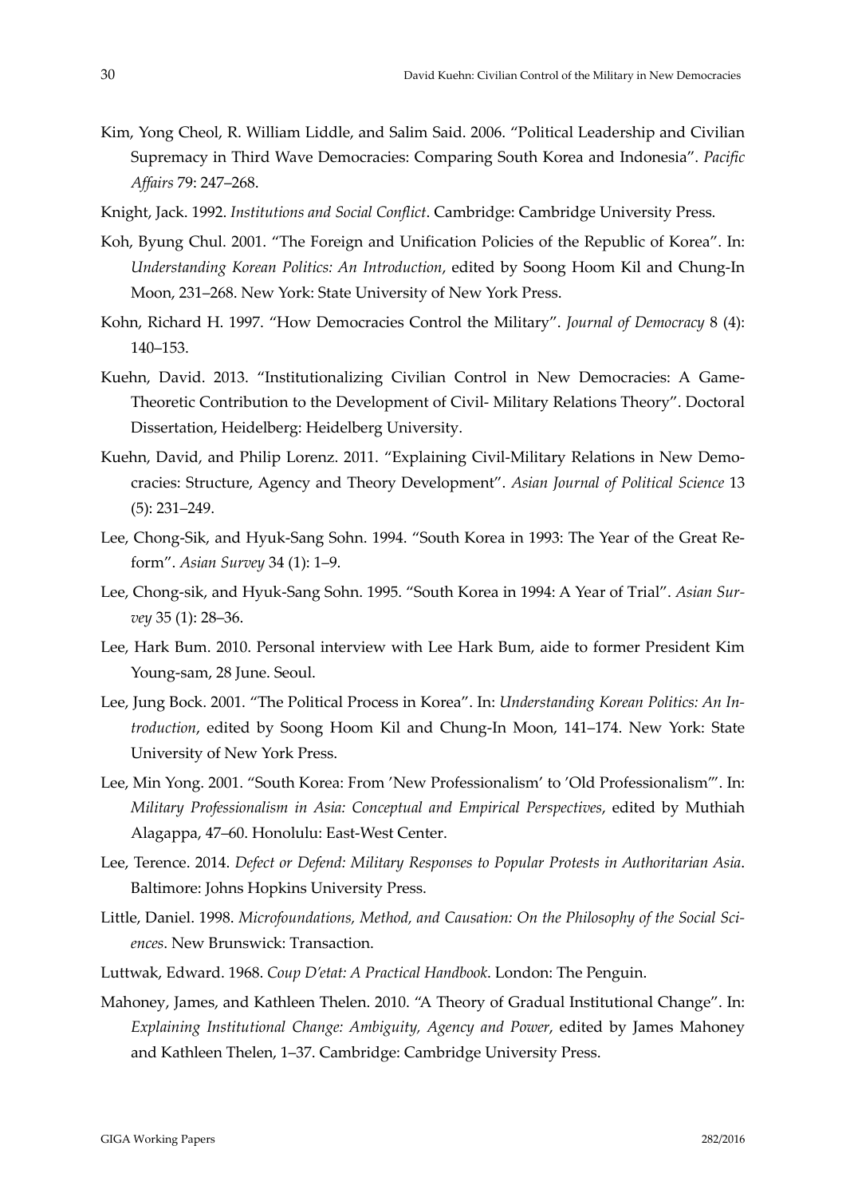Kim, Yong Cheol, R. William Liddle, and Salim Said. 2006. "Political Leadership and Civilian Supremacy in Third Wave Democracies: Comparing South Korea and Indonesia". *Pacific Affairs* 79: 247–268.

Knight, Jack. 1992. *Institutions and Social Conflict*. Cambridge: Cambridge University Press.

Koh, Byung Chul. 2001. "The Foreign and Unification Policies of the Republic of Korea". In: *Understanding Korean Politics: An Introduction*, edited by Soong Hoom Kil and Chung-In Moon, 231–268. New York: State University of New York Press.

Kohn, Richard H. 1997. "How Democracies Control the Military". *Journal of Democracy* 8 (4): 140–153.

Kuehn, David. 2013. "Institutionalizing Civilian Control in New Democracies: A Game-Theoretic Contribution to the Development of Civil- Military Relations Theory". Doctoral Dissertation, Heidelberg: Heidelberg University.

Kuehn, David, and Philip Lorenz. 2011. "Explaining Civil-Military Relations in New Democracies: Structure, Agency and Theory Development". *Asian Journal of Political Science* 13 (5): 231–249.

Lee, Chong-Sik, and Hyuk-Sang Sohn. 1994. "South Korea in 1993: The Year of the Great Reform". *Asian Survey* 34 (1): 1–9.

Lee, Chong-sik, and Hyuk-Sang Sohn. 1995. "South Korea in 1994: A Year of Trial". *Asian Survey* 35 (1): 28–36.

Lee, Hark Bum. 2010. Personal interview with Lee Hark Bum, aide to former President Kim Young-sam, 28 June. Seoul.

Lee, Jung Bock. 2001. "The Political Process in Korea". In: *Understanding Korean Politics: An Introduction*, edited by Soong Hoom Kil and Chung-In Moon, 141–174. New York: State University of New York Press.

Lee, Min Yong. 2001. "South Korea: From 'New Professionalism' to 'Old Professionalism'". In: *Military Professionalism in Asia: Conceptual and Empirical Perspectives*, edited by Muthiah Alagappa, 47–60. Honolulu: East-West Center.

Lee, Terence. 2014. *Defect or Defend: Military Responses to Popular Protests in Authoritarian Asia*. Baltimore: Johns Hopkins University Press.

Little, Daniel. 1998. *Microfoundations, Method, and Causation: On the Philosophy of the Social Sciences*. New Brunswick: Transaction.

Luttwak, Edward. 1968. *Coup D'etat: A Practical Handbook*. London: The Penguin.

Mahoney, James, and Kathleen Thelen. 2010. "A Theory of Gradual Institutional Change". In: *Explaining Institutional Change: Ambiguity, Agency and Power*, edited by James Mahoney and Kathleen Thelen, 1–37. Cambridge: Cambridge University Press.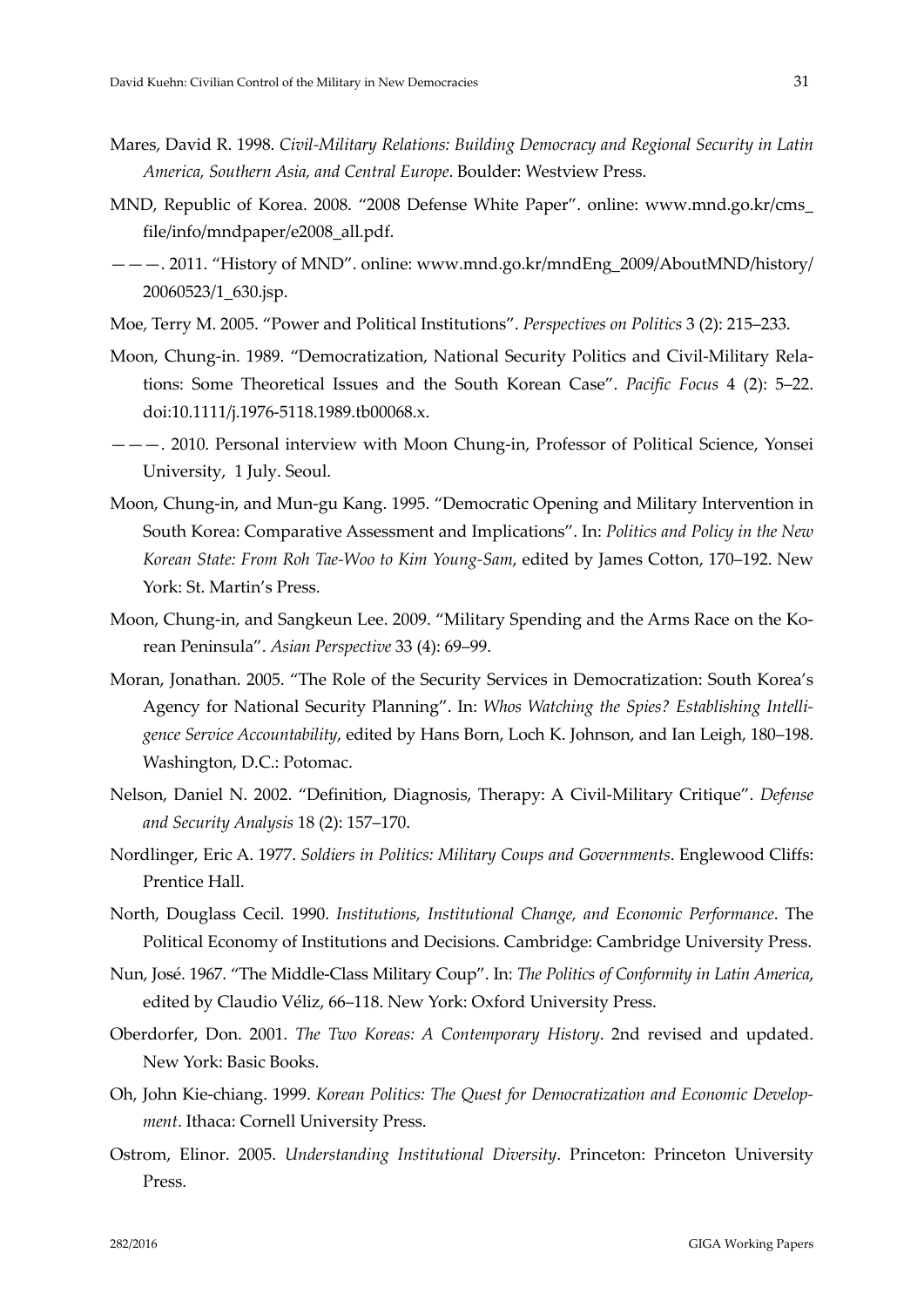Mares, David R. 1998. *Civil-Military Relations: Building Democracy and Regional Security in Latin America, Southern Asia, and Central Europe*. Boulder: Westview Press.

MND, Republic of Korea. 2008. "2008 Defense White Paper". online: www.mnd.go.kr/cms_file/info/mndpaper/e2008_all.pdf.

———. 2011. "History of MND". online: www.mnd.go.kr/mndEng_2009/AboutMND/history/20060523/1_630.jsp.

Moe, Terry M. 2005. "Power and Political Institutions". *Perspectives on Politics* 3 (2): 215–233.

Moon, Chung-in. 1989. "Democratization, National Security Politics and Civil-Military Relations: Some Theoretical Issues and the South Korean Case". *Pacific Focus* 4 (2): 5–22. doi:10.1111/j.1976-5118.1989.tb00068.x.

———. 2010. Personal interview with Moon Chung-in, Professor of Political Science, Yonsei University, 1 July. Seoul.

Moon, Chung-in, and Mun-gu Kang. 1995. "Democratic Opening and Military Intervention in South Korea: Comparative Assessment and Implications". In: *Politics and Policy in the New Korean State: From Roh Tae-Woo to Kim Young-Sam*, edited by James Cotton, 170–192. New York: St. Martin's Press.

Moon, Chung-in, and Sangkeun Lee. 2009. "Military Spending and the Arms Race on the Korean Peninsula". *Asian Perspective* 33 (4): 69–99.

Moran, Jonathan. 2005. "The Role of the Security Services in Democratization: South Korea's Agency for National Security Planning". In: *Whos Watching the Spies? Establishing Intelligence Service Accountability*, edited by Hans Born, Loch K. Johnson, and Ian Leigh, 180–198. Washington, D.C.: Potomac.

Nelson, Daniel N. 2002. "Definition, Diagnosis, Therapy: A Civil-Military Critique". *Defense and Security Analysis* 18 (2): 157–170.

Nordlinger, Eric A. 1977. *Soldiers in Politics: Military Coups and Governments*. Englewood Cliffs: Prentice Hall.

North, Douglass Cecil. 1990. *Institutions, Institutional Change, and Economic Performance*. The Political Economy of Institutions and Decisions. Cambridge: Cambridge University Press.

Nun, José. 1967. "The Middle-Class Military Coup". In: *The Politics of Conformity in Latin America*, edited by Claudio Véliz, 66–118. New York: Oxford University Press.

Oberdorfer, Don. 2001. *The Two Koreas: A Contemporary History*. 2nd revised and updated. New York: Basic Books.

Oh, John Kie-chiang. 1999. *Korean Politics: The Quest for Democratization and Economic Development*. Ithaca: Cornell University Press.

Ostrom, Elinor. 2005. *Understanding Institutional Diversity*. Princeton: Princeton University Press.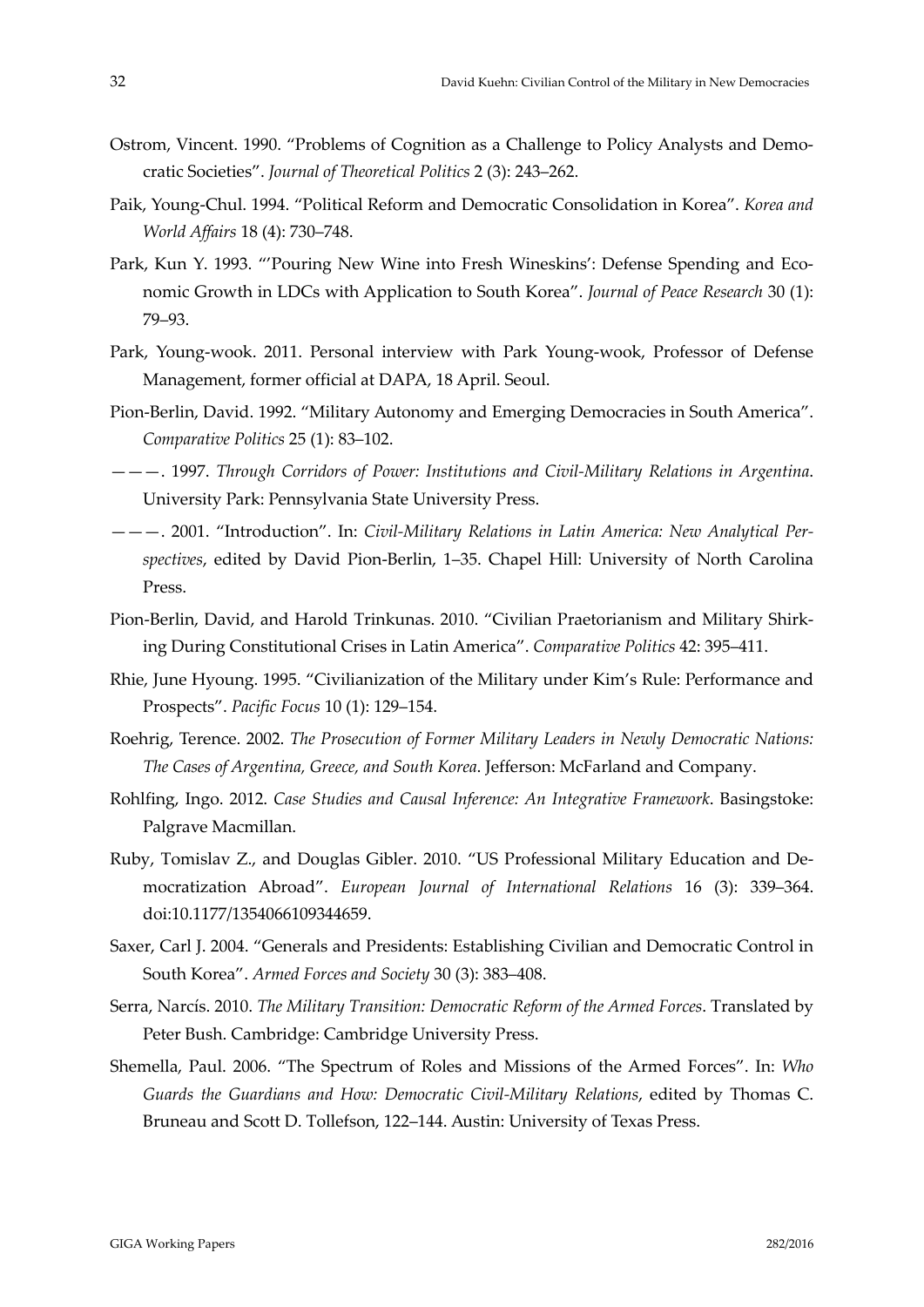Ostrom, Vincent. 1990. "Problems of Cognition as a Challenge to Policy Analysts and Democratic Societies". *Journal of Theoretical Politics* 2 (3): 243–262.

Paik, Young-Chul. 1994. "Political Reform and Democratic Consolidation in Korea". *Korea and World Affairs* 18 (4): 730–748.

Park, Kun Y. 1993. "'Pouring New Wine into Fresh Wineskins': Defense Spending and Economic Growth in LDCs with Application to South Korea". *Journal of Peace Research* 30 (1): 79–93.

Park, Young-wook. 2011. Personal interview with Park Young-wook, Professor of Defense Management, former official at DAPA, 18 April. Seoul.

Pion-Berlin, David. 1992. "Military Autonomy and Emerging Democracies in South America". *Comparative Politics* 25 (1): 83–102.

———. 1997. *Through Corridors of Power: Institutions and Civil-Military Relations in Argentina*. University Park: Pennsylvania State University Press.

———. 2001. "Introduction". In: *Civil-Military Relations in Latin America: New Analytical Perspectives*, edited by David Pion-Berlin, 1–35. Chapel Hill: University of North Carolina Press.

Pion-Berlin, David, and Harold Trinkunas. 2010. "Civilian Praetorianism and Military Shirking During Constitutional Crises in Latin America". *Comparative Politics* 42: 395–411.

Rhie, June Hyoung. 1995. "Civilianization of the Military under Kim's Rule: Performance and Prospects". *Pacific Focus* 10 (1): 129–154.

Roehrig, Terence. 2002. *The Prosecution of Former Military Leaders in Newly Democratic Nations: The Cases of Argentina, Greece, and South Korea*. Jefferson: McFarland and Company.

Rohlfing, Ingo. 2012. *Case Studies and Causal Inference: An Integrative Framework*. Basingstoke: Palgrave Macmillan.

Ruby, Tomislav Z., and Douglas Gibler. 2010. "US Professional Military Education and Democratization Abroad". *European Journal of International Relations* 16 (3): 339–364. doi:10.1177/1354066109344659.

Saxer, Carl J. 2004. "Generals and Presidents: Establishing Civilian and Democratic Control in South Korea". *Armed Forces and Society* 30 (3): 383–408.

Serra, Narcís. 2010. *The Military Transition: Democratic Reform of the Armed Forces*. Translated by Peter Bush. Cambridge: Cambridge University Press.

Shemella, Paul. 2006. "The Spectrum of Roles and Missions of the Armed Forces". In: *Who Guards the Guardians and How: Democratic Civil-Military Relations*, edited by Thomas C. Bruneau and Scott D. Tollefson, 122–144. Austin: University of Texas Press.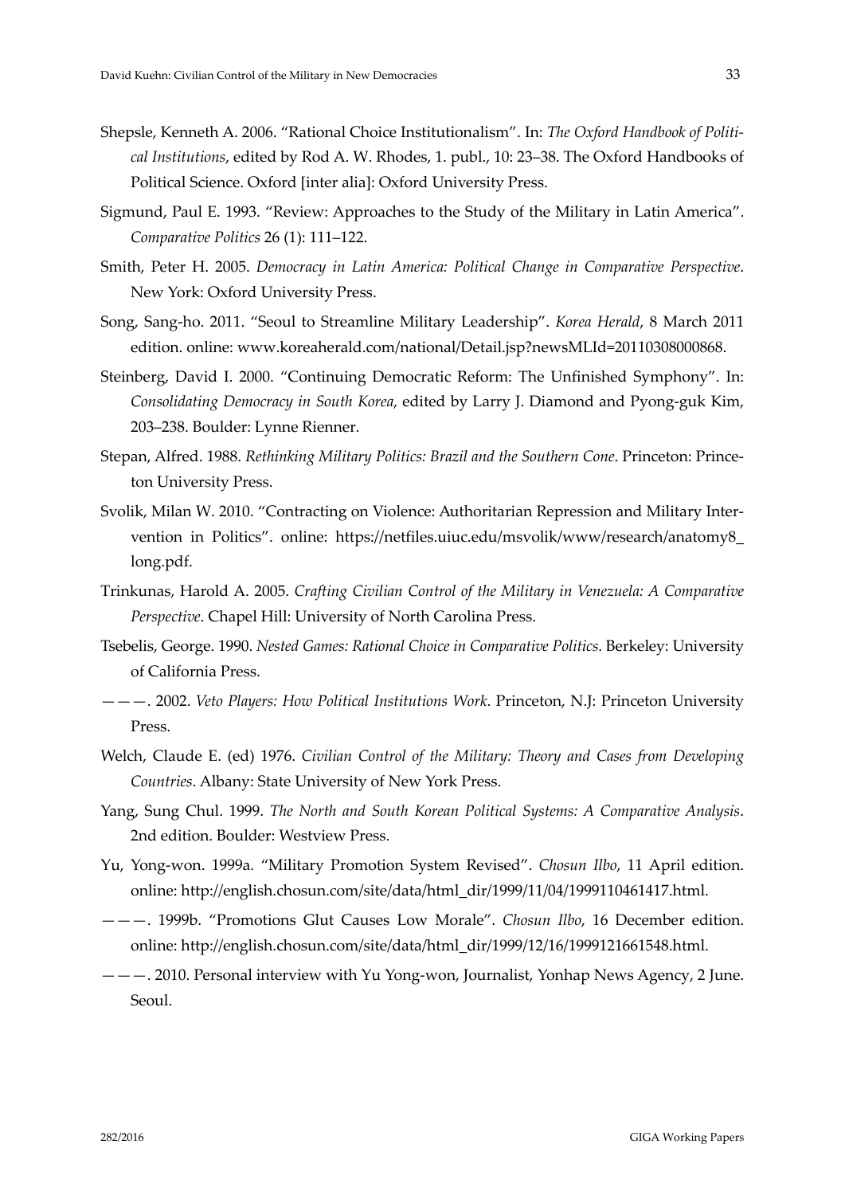Shepsle, Kenneth A. 2006. "Rational Choice Institutionalism". In: *The Oxford Handbook of Political Institutions*, edited by Rod A. W. Rhodes, 1. publ., 10: 23–38. The Oxford Handbooks of Political Science. Oxford [inter alia]: Oxford University Press.

Sigmund, Paul E. 1993. "Review: Approaches to the Study of the Military in Latin America". *Comparative Politics* 26 (1): 111–122.

Smith, Peter H. 2005. *Democracy in Latin America: Political Change in Comparative Perspective*. New York: Oxford University Press.

Song, Sang-ho. 2011. "Seoul to Streamline Military Leadership". *Korea Herald*, 8 March 2011 edition. online: www.koreaherald.com/national/Detail.jsp?newsMLId=20110308000868.

Steinberg, David I. 2000. "Continuing Democratic Reform: The Unfinished Symphony". In: *Consolidating Democracy in South Korea*, edited by Larry J. Diamond and Pyong-guk Kim, 203–238. Boulder: Lynne Rienner.

Stepan, Alfred. 1988. *Rethinking Military Politics: Brazil and the Southern Cone*. Princeton: Princeton University Press.

Svolik, Milan W. 2010. "Contracting on Violence: Authoritarian Repression and Military Intervention in Politics". online: https://netfiles.uiuc.edu/msvolik/www/research/anatomy8_long.pdf.

Trinkunas, Harold A. 2005. *Crafting Civilian Control of the Military in Venezuela: A Comparative Perspective*. Chapel Hill: University of North Carolina Press.

Tsebelis, George. 1990. *Nested Games: Rational Choice in Comparative Politics*. Berkeley: University of California Press.

———. 2002. *Veto Players: How Political Institutions Work*. Princeton, N.J: Princeton University Press.

Welch, Claude E. (ed) 1976. *Civilian Control of the Military: Theory and Cases from Developing Countries*. Albany: State University of New York Press.

Yang, Sung Chul. 1999. *The North and South Korean Political Systems: A Comparative Analysis*. 2nd edition. Boulder: Westview Press.

Yu, Yong-won. 1999a. "Military Promotion System Revised". *Chosun Ilbo*, 11 April edition. online: http://english.chosun.com/site/data/html_dir/1999/11/04/1999110461417.html.

———. 1999b. "Promotions Glut Causes Low Morale". *Chosun Ilbo*, 16 December edition. online: http://english.chosun.com/site/data/html_dir/1999/12/16/1999121661548.html.

———. 2010. Personal interview with Yu Yong-won, Journalist, Yonhap News Agency, 2 June. Seoul.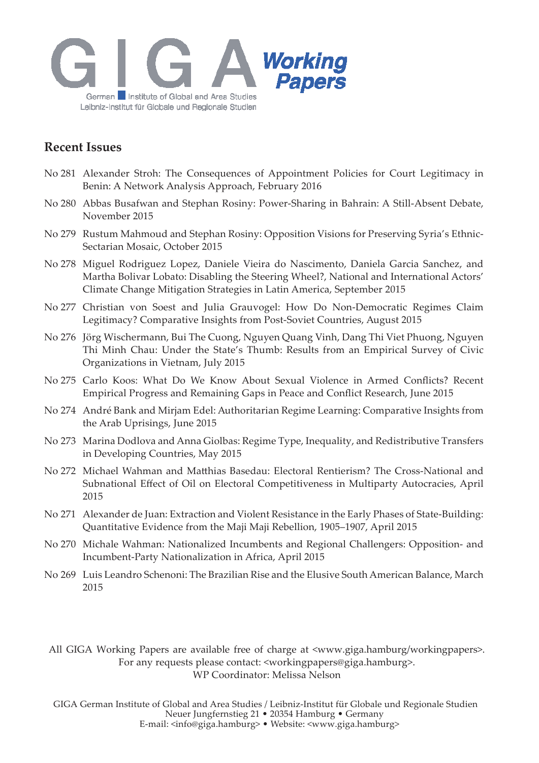GIGA Working Papers

German Institute of Global and Area Studies
Leibniz-Institut für Globale und Regionale Studien

## Recent Issues

No 281 Alexander Stroh: The Consequences of Appointment Policies for Court Legitimacy in Benin: A Network Analysis Approach, February 2016

No 280 Abbas Busafwan and Stephan Rosiny: Power-Sharing in Bahrain: A Still-Absent Debate, November 2015

No 279 Rustum Mahmoud and Stephan Rosiny: Opposition Visions for Preserving Syria's Ethnic-Sectarian Mosaic, October 2015

No 278 Miguel Rodriguez Lopez, Daniele Vieira do Nascimento, Daniela Garcia Sanchez, and Martha Bolivar Lobato: Disabling the Steering Wheel?, National and International Actors' Climate Change Mitigation Strategies in Latin America, September 2015

No 277 Christian von Soest and Julia Grauvogel: How Do Non-Democratic Regimes Claim Legitimacy? Comparative Insights from Post-Soviet Countries, August 2015

No 276 Jörg Wischermann, Bui The Cuong, Nguyen Quang Vinh, Dang Thi Viet Phuong, Nguyen Thi Minh Chau: Under the State's Thumb: Results from an Empirical Survey of Civic Organizations in Vietnam, July 2015

No 275 Carlo Koos: What Do We Know About Sexual Violence in Armed Conflicts? Recent Empirical Progress and Remaining Gaps in Peace and Conflict Research, June 2015

No 274 André Bank and Mirjam Edel: Authoritarian Regime Learning: Comparative Insights from the Arab Uprisings, June 2015

No 273 Marina Dodlova and Anna Giolbas: Regime Type, Inequality, and Redistributive Transfers in Developing Countries, May 2015

No 272 Michael Wahman and Matthias Basedau: Electoral Rentierism? The Cross-National and Subnational Effect of Oil on Electoral Competitiveness in Multiparty Autocracies, April 2015

No 271 Alexander de Juan: Extraction and Violent Resistance in the Early Phases of State-Building: Quantitative Evidence from the Maji Maji Rebellion, 1905–1907, April 2015

No 270 Michale Wahman: Nationalized Incumbents and Regional Challengers: Opposition- and Incumbent-Party Nationalization in Africa, April 2015

No 269 Luis Leandro Schenoni: The Brazilian Rise and the Elusive South American Balance, March 2015

All GIGA Working Papers are available free of charge at <www.giga.hamburg/workingpapers>.
For any requests please contact: <workingpapers@giga.hamburg>.
WP Coordinator: Melissa Nelson

GIGA German Institute of Global and Area Studies / Leibniz-Institut für Globale und Regionale Studien
Neuer Jungfernstieg 21 • 20354 Hamburg • Germany
E-mail: <info@giga.hamburg> • Website: <www.giga.hamburg>